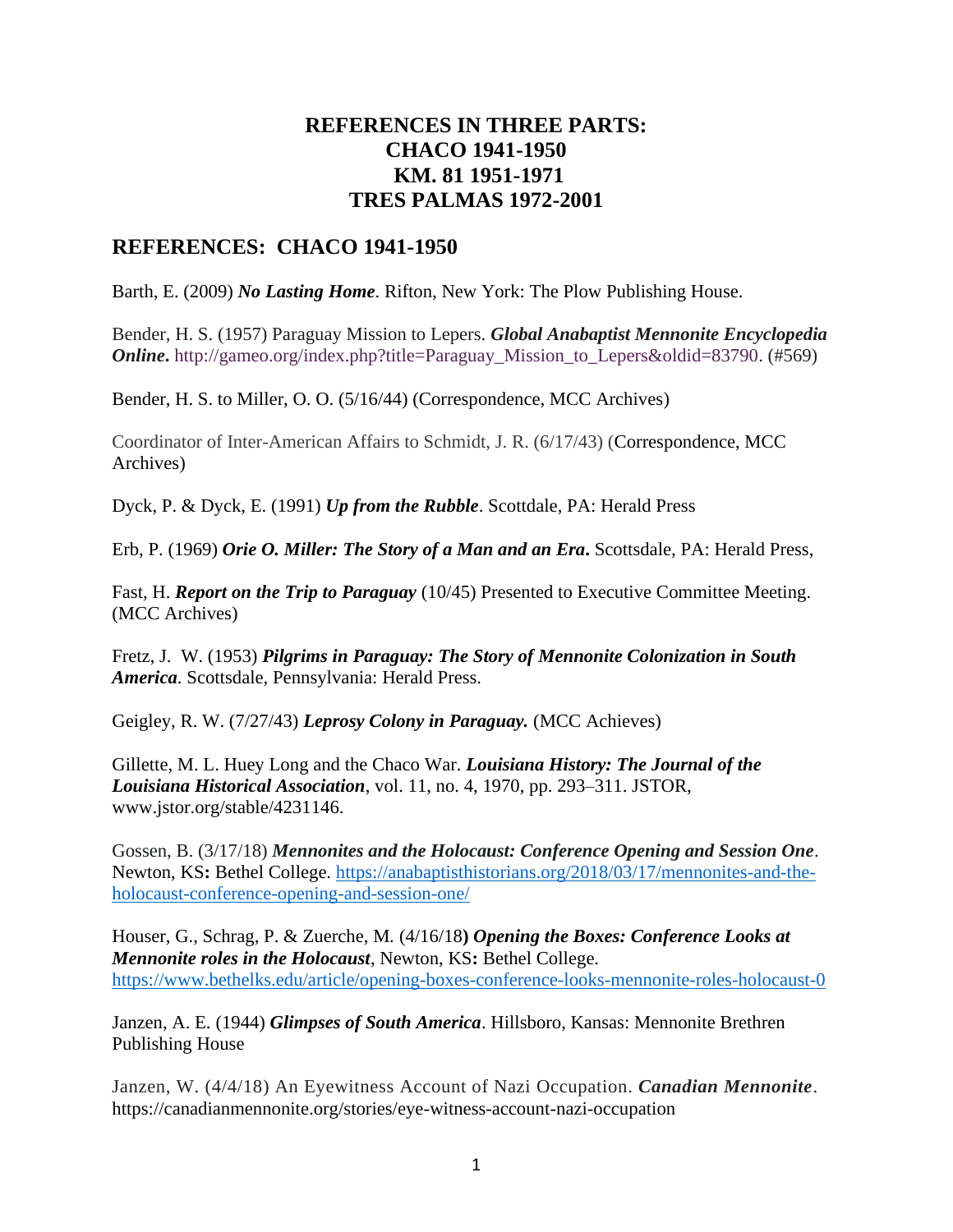# REFERENCES IN THREE PARTS: CHACO 1941-1950 KM. 81 1951-1971 TRES PALMAS 1972-2001

## REFERENCES: CHACO 1941-1950

Barth, E. (2009) ***No Lasting Home***. Rifton, New York: The Plow Publishing House.

Bender, H. S. (1957) Paraguay Mission to Lepers. ***Global Anabaptist Mennonite Encyclopedia Online***. http://gameo.org/index.php?title=Paraguay_Mission_to_Lepers&oldid=83790. (#569)

Bender, H. S. to Miller, O. O. (5/16/44) (Correspondence, MCC Archives)

Coordinator of Inter-American Affairs to Schmidt, J. R. (6/17/43) (Correspondence, MCC Archives)

Dyck, P. & Dyck, E. (1991) ***Up from the Rubble***. Scottdale, PA: Herald Press

Erb, P. (1969) ***Orie O. Miller: The Story of a Man and an Era***. Scottdale, PA: Herald Press,

Fast, H. ***Report on the Trip to Paraguay*** (10/45) Presented to Executive Committee Meeting. (MCC Archives)

Fretz, J. W. (1953) ***Pilgrims in Paraguay: The Story of Mennonite Colonization in South America***. Scottdale, Pennsylvania: Herald Press.

Geigley, R. W. (7/27/43) ***Leprosy Colony in Paraguay.*** (MCC Achieves)

Gillette, M. L. Huey Long and the Chaco War. ***Louisiana History: The Journal of the Louisiana Historical Association***, vol. 11, no. 4, 1970, pp. 293–311. JSTOR, www.jstor.org/stable/4231146.

Gossen, B. (3/17/18) ***Mennonites and the Holocaust: Conference Opening and Session One***. Newton, KS**:** Bethel College. https://anabaptisthistorians.org/2018/03/17/mennonites-and-the-holocaust-conference-opening-and-session-one/

Houser, G., Schrag, P. & Zuerche, M. (4/16/18**)** ***Opening the Boxes: Conference Looks at Mennonite roles in the Holocaust***, Newton, KS**:** Bethel College. https://www.bethelks.edu/article/opening-boxes-conference-looks-mennonite-roles-holocaust-0

Janzen, A. E. (1944) ***Glimpses of South America***. Hillsboro, Kansas: Mennonite Brethren Publishing House

Janzen, W. (4/4/18) An Eyewitness Account of Nazi Occupation. ***Canadian Mennonite***. https://canadianmennonite.org/stories/eye-witness-account-nazi-occupation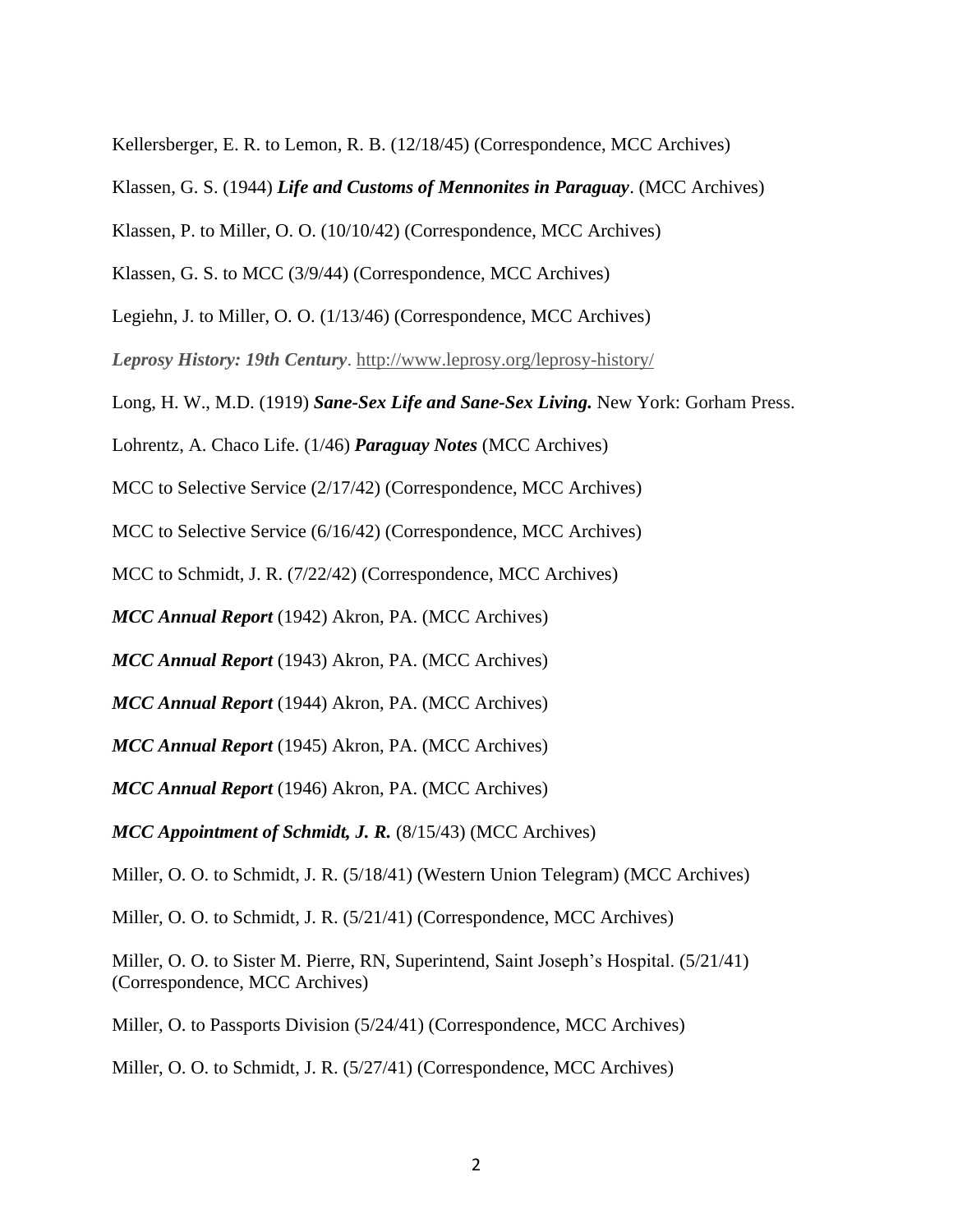Kellersberger, E. R. to Lemon, R. B. (12/18/45) (Correspondence, MCC Archives)

Klassen, G. S. (1944) ***Life and Customs of Mennonites in Paraguay***. (MCC Archives)

Klassen, P. to Miller, O. O. (10/10/42) (Correspondence, MCC Archives)

Klassen, G. S. to MCC (3/9/44) (Correspondence, MCC Archives)

Legiehn, J. to Miller, O. O. (1/13/46) (Correspondence, MCC Archives)

***Leprosy History: 19th Century***. http://www.leprosy.org/leprosy-history/

Long, H. W., M.D. (1919) ***Sane-Sex Life and Sane-Sex Living.*** New York: Gorham Press.

Lohrentz, A. Chaco Life. (1/46) ***Paraguay Notes*** (MCC Archives)

MCC to Selective Service (2/17/42) (Correspondence, MCC Archives)

MCC to Selective Service (6/16/42) (Correspondence, MCC Archives)

MCC to Schmidt, J. R. (7/22/42) (Correspondence, MCC Archives)

***MCC Annual Report*** (1942) Akron, PA. (MCC Archives)

***MCC Annual Report*** (1943) Akron, PA. (MCC Archives)

***MCC Annual Report*** (1944) Akron, PA. (MCC Archives)

***MCC Annual Report*** (1945) Akron, PA. (MCC Archives)

***MCC Annual Report*** (1946) Akron, PA. (MCC Archives)

***MCC Appointment of Schmidt, J. R.*** (8/15/43) (MCC Archives)

Miller, O. O. to Schmidt, J. R. (5/18/41) (Western Union Telegram) (MCC Archives)

Miller, O. O. to Schmidt, J. R. (5/21/41) (Correspondence, MCC Archives)

Miller, O. O. to Sister M. Pierre, RN, Superintend, Saint Joseph's Hospital. (5/21/41) (Correspondence, MCC Archives)

Miller, O. to Passports Division (5/24/41) (Correspondence, MCC Archives)

Miller, O. O. to Schmidt, J. R. (5/27/41) (Correspondence, MCC Archives)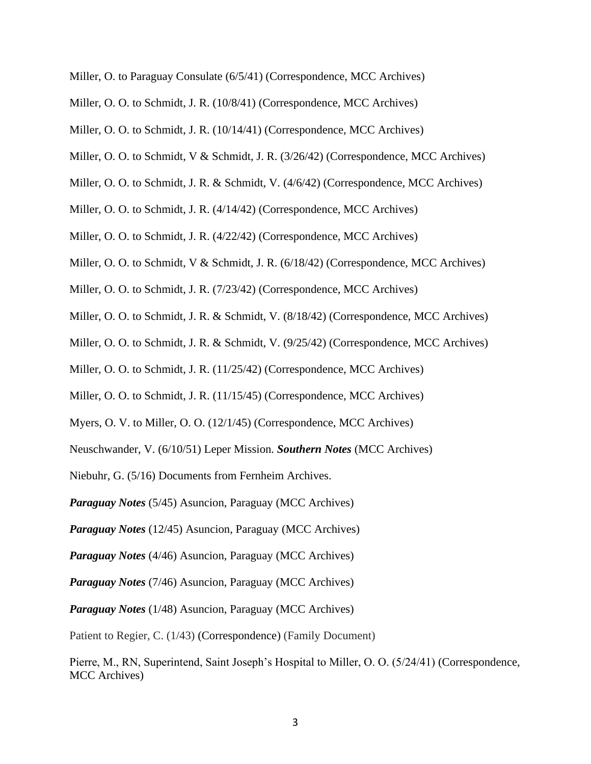Miller, O. to Paraguay Consulate (6/5/41) (Correspondence, MCC Archives)

Miller, O. O. to Schmidt, J. R. (10/8/41) (Correspondence, MCC Archives)

Miller, O. O. to Schmidt, J. R. (10/14/41) (Correspondence, MCC Archives)

Miller, O. O. to Schmidt, V & Schmidt, J. R. (3/26/42) (Correspondence, MCC Archives)

Miller, O. O. to Schmidt, J. R. & Schmidt, V. (4/6/42) (Correspondence, MCC Archives)

Miller, O. O. to Schmidt, J. R. (4/14/42) (Correspondence, MCC Archives)

Miller, O. O. to Schmidt, J. R. (4/22/42) (Correspondence, MCC Archives)

Miller, O. O. to Schmidt, V & Schmidt, J. R. (6/18/42) (Correspondence, MCC Archives)

Miller, O. O. to Schmidt, J. R. (7/23/42) (Correspondence, MCC Archives)

Miller, O. O. to Schmidt, J. R. & Schmidt, V. (8/18/42) (Correspondence, MCC Archives)

Miller, O. O. to Schmidt, J. R. & Schmidt, V. (9/25/42) (Correspondence, MCC Archives)

Miller, O. O. to Schmidt, J. R. (11/25/42) (Correspondence, MCC Archives)

Miller, O. O. to Schmidt, J. R. (11/15/45) (Correspondence, MCC Archives)

Myers, O. V. to Miller, O. O. (12/1/45) (Correspondence, MCC Archives)

Neuschwander, V. (6/10/51) Leper Mission. ***Southern Notes*** (MCC Archives)

Niebuhr, G. (5/16) Documents from Fernheim Archives.

***Paraguay Notes*** (5/45) Asuncion, Paraguay (MCC Archives)

***Paraguay Notes*** (12/45) Asuncion, Paraguay (MCC Archives)

***Paraguay Notes*** (4/46) Asuncion, Paraguay (MCC Archives)

***Paraguay Notes*** (7/46) Asuncion, Paraguay (MCC Archives)

***Paraguay Notes*** (1/48) Asuncion, Paraguay (MCC Archives)

Patient to Regier, C. (1/43) (Correspondence) (Family Document)

Pierre, M., RN, Superintend, Saint Joseph's Hospital to Miller, O. O. (5/24/41) (Correspondence, MCC Archives)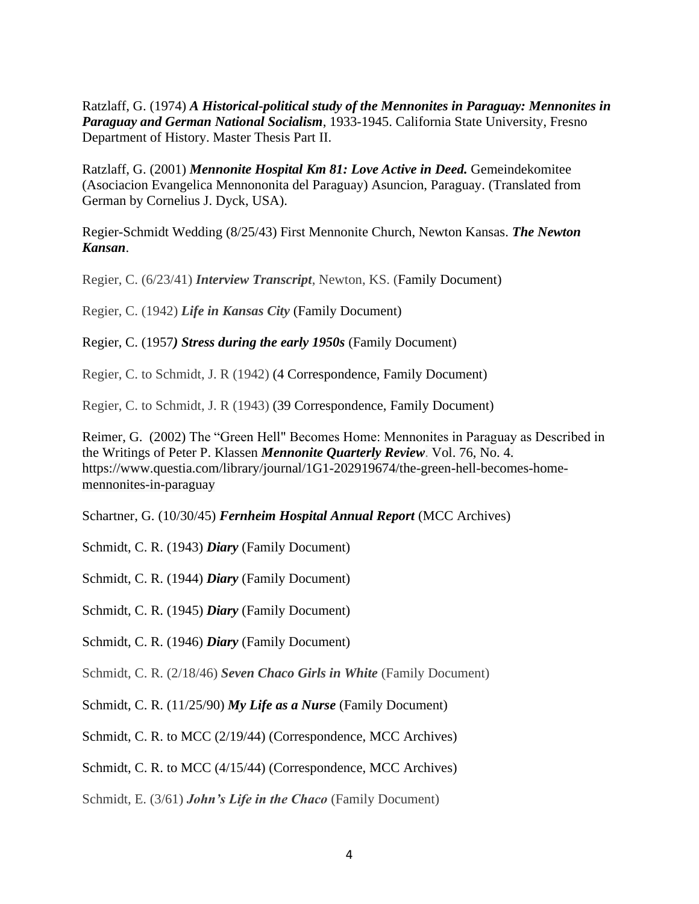Ratzlaff, G. (1974) ***A Historical-political study of the Mennonites in Paraguay: Mennonites in Paraguay and German National Socialism***, 1933-1945. California State University, Fresno Department of History. Master Thesis Part II.

Ratzlaff, G. (2001) ***Mennonite Hospital Km 81: Love Active in Deed.*** Gemeindekomitee (Asociacion Evangelica Mennononita del Paraguay) Asuncion, Paraguay. (Translated from German by Cornelius J. Dyck, USA).

Regier-Schmidt Wedding (8/25/43) First Mennonite Church, Newton Kansas. ***The Newton Kansan***.

Regier, C. (6/23/41) ***Interview Transcript***, Newton, KS. (Family Document)

Regier, C. (1942) ***Life in Kansas City*** (Family Document)

Regier, C. (1957***) Stress during the early 1950s*** (Family Document)

Regier, C. to Schmidt, J. R (1942) (4 Correspondence, Family Document)

Regier, C. to Schmidt, J. R (1943) (39 Correspondence, Family Document)

Reimer, G. (2002) The "Green Hell" Becomes Home: Mennonites in Paraguay as Described in the Writings of Peter P. Klassen ***Mennonite Quarterly Review***. Vol. 76, No. 4. https://www.questia.com/library/journal/1G1-202919674/the-green-hell-becomes-home-mennonites-in-paraguay

Schartner, G. (10/30/45) ***Fernheim Hospital Annual Report*** (MCC Archives)

Schmidt, C. R. (1943) ***Diary*** (Family Document)

Schmidt, C. R. (1944) ***Diary*** (Family Document)

Schmidt, C. R. (1945) ***Diary*** (Family Document)

Schmidt, C. R. (1946) ***Diary*** (Family Document)

Schmidt, C. R. (2/18/46) ***Seven Chaco Girls in White*** (Family Document)

Schmidt, C. R. (11/25/90) ***My Life as a Nurse*** (Family Document)

Schmidt, C. R. to MCC (2/19/44) (Correspondence, MCC Archives)

Schmidt, C. R. to MCC (4/15/44) (Correspondence, MCC Archives)

Schmidt, E. (3/61) ***John's Life in the Chaco*** (Family Document)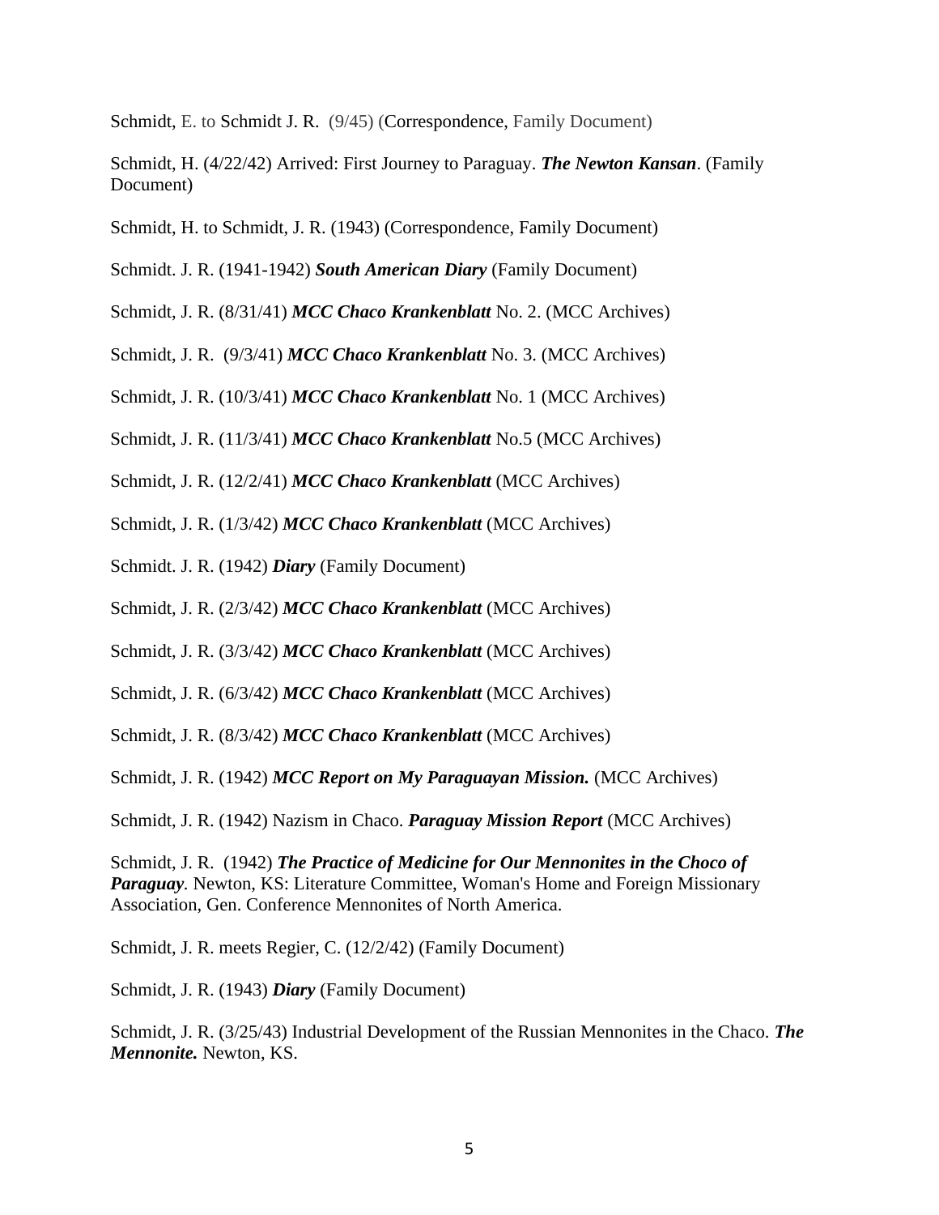Schmidt, E. to Schmidt J. R. (9/45) (Correspondence, Family Document)

Schmidt, H. (4/22/42) Arrived: First Journey to Paraguay. ***The Newton Kansan***. (Family Document)

Schmidt, H. to Schmidt, J. R. (1943) (Correspondence, Family Document)

Schmidt. J. R. (1941-1942) ***South American Diary*** (Family Document)

Schmidt, J. R. (8/31/41) ***MCC Chaco Krankenblatt*** No. 2. (MCC Archives)

Schmidt, J. R. (9/3/41) ***MCC Chaco Krankenblatt*** No. 3. (MCC Archives)

Schmidt, J. R. (10/3/41) ***MCC Chaco Krankenblatt*** No. 1 (MCC Archives)

Schmidt, J. R. (11/3/41) ***MCC Chaco Krankenblatt*** No.5 (MCC Archives)

Schmidt, J. R. (12/2/41) ***MCC Chaco Krankenblatt*** (MCC Archives)

Schmidt, J. R. (1/3/42) ***MCC Chaco Krankenblatt*** (MCC Archives)

Schmidt. J. R. (1942) ***Diary*** (Family Document)

Schmidt, J. R. (2/3/42) ***MCC Chaco Krankenblatt*** (MCC Archives)

Schmidt, J. R. (3/3/42) ***MCC Chaco Krankenblatt*** (MCC Archives)

Schmidt, J. R. (6/3/42) ***MCC Chaco Krankenblatt*** (MCC Archives)

Schmidt, J. R. (8/3/42) ***MCC Chaco Krankenblatt*** (MCC Archives)

Schmidt, J. R. (1942) ***MCC Report on My Paraguayan Mission.*** (MCC Archives)

Schmidt, J. R. (1942) Nazism in Chaco. ***Paraguay Mission Report*** (MCC Archives)

Schmidt, J. R. (1942) ***The Practice of Medicine for Our Mennonites in the Choco of Paraguay***. Newton, KS: Literature Committee, Woman's Home and Foreign Missionary Association, Gen. Conference Mennonites of North America.

Schmidt, J. R. meets Regier, C. (12/2/42) (Family Document)

Schmidt, J. R. (1943) ***Diary*** (Family Document)

Schmidt, J. R. (3/25/43) Industrial Development of the Russian Mennonites in the Chaco. ***The Mennonite.*** Newton, KS.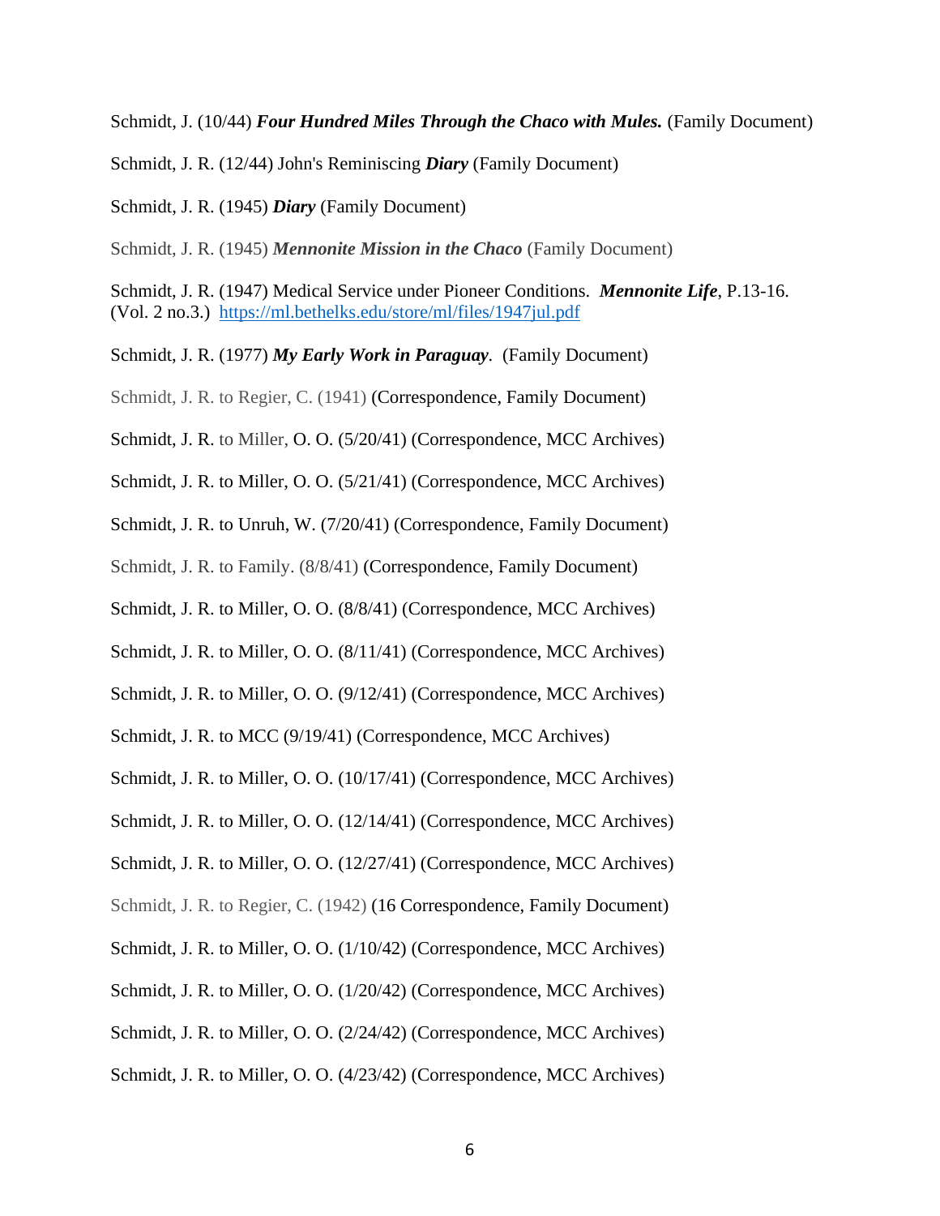Schmidt, J. (10/44) ***Four Hundred Miles Through the Chaco with Mules.*** (Family Document)

Schmidt, J. R. (12/44) John's Reminiscing ***Diary*** (Family Document)

Schmidt, J. R. (1945) ***Diary*** (Family Document)

Schmidt, J. R. (1945) ***Mennonite Mission in the Chaco*** (Family Document)

Schmidt, J. R. (1947) Medical Service under Pioneer Conditions. ***Mennonite Life***, P.13-16. (Vol. 2 no.3.) https://ml.bethelks.edu/store/ml/files/1947jul.pdf

Schmidt, J. R. (1977) ***My Early Work in Paraguay***. (Family Document)

Schmidt, J. R. to Regier, C. (1941) (Correspondence, Family Document)

Schmidt, J. R. to Miller, O. O. (5/20/41) (Correspondence, MCC Archives)

Schmidt, J. R. to Miller, O. O. (5/21/41) (Correspondence, MCC Archives)

Schmidt, J. R. to Unruh, W. (7/20/41) (Correspondence, Family Document)

Schmidt, J. R. to Family. (8/8/41) (Correspondence, Family Document)

Schmidt, J. R. to Miller, O. O. (8/8/41) (Correspondence, MCC Archives)

Schmidt, J. R. to Miller, O. O. (8/11/41) (Correspondence, MCC Archives)

Schmidt, J. R. to Miller, O. O. (9/12/41) (Correspondence, MCC Archives)

Schmidt, J. R. to MCC (9/19/41) (Correspondence, MCC Archives)

Schmidt, J. R. to Miller, O. O. (10/17/41) (Correspondence, MCC Archives)

Schmidt, J. R. to Miller, O. O. (12/14/41) (Correspondence, MCC Archives)

Schmidt, J. R. to Miller, O. O. (12/27/41) (Correspondence, MCC Archives)

Schmidt, J. R. to Regier, C. (1942) (16 Correspondence, Family Document)

Schmidt, J. R. to Miller, O. O. (1/10/42) (Correspondence, MCC Archives)

Schmidt, J. R. to Miller, O. O. (1/20/42) (Correspondence, MCC Archives)

Schmidt, J. R. to Miller, O. O. (2/24/42) (Correspondence, MCC Archives)

Schmidt, J. R. to Miller, O. O. (4/23/42) (Correspondence, MCC Archives)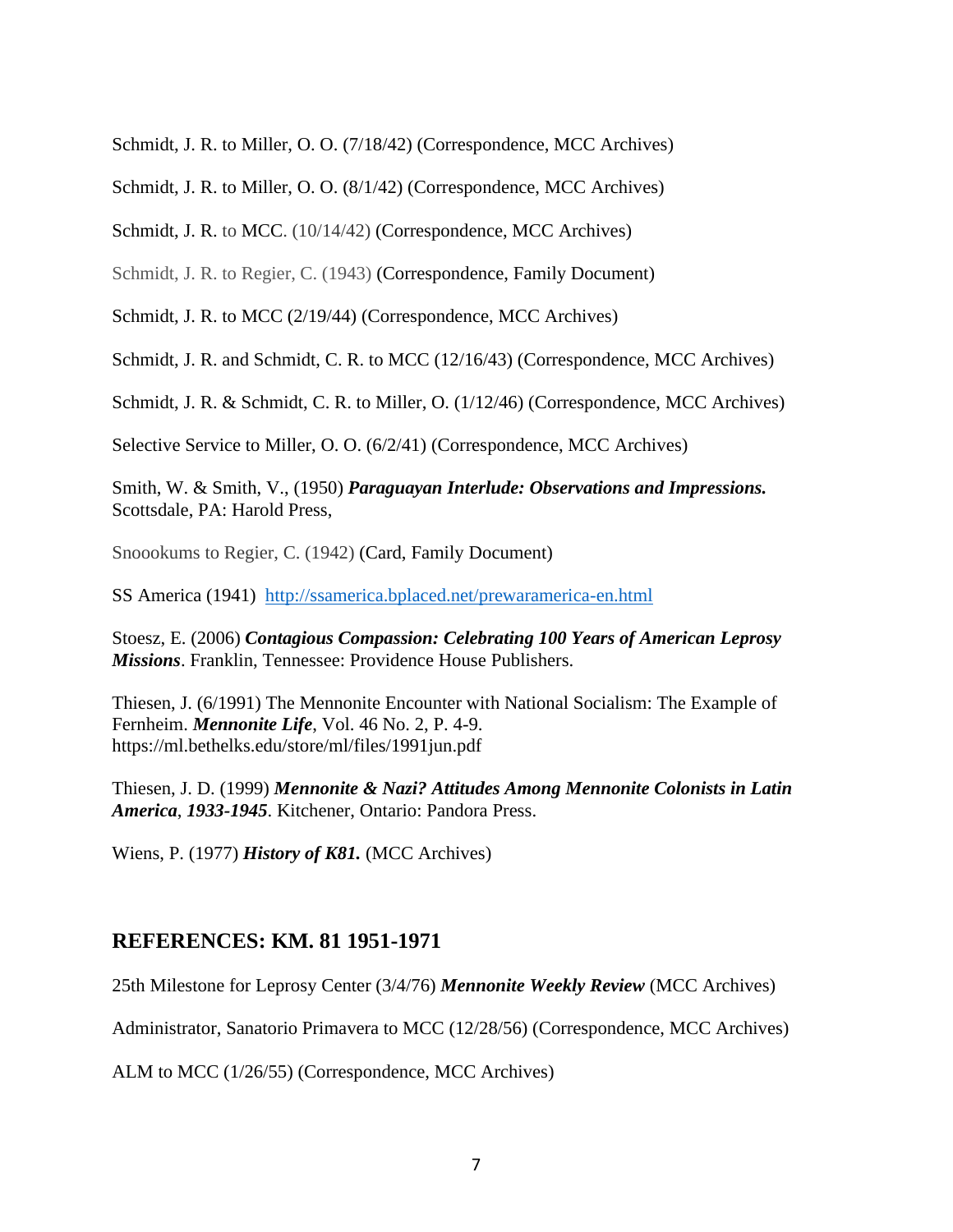Schmidt, J. R. to Miller, O. O. (7/18/42) (Correspondence, MCC Archives)

Schmidt, J. R. to Miller, O. O. (8/1/42) (Correspondence, MCC Archives)

Schmidt, J. R. to MCC. (10/14/42) (Correspondence, MCC Archives)

Schmidt, J. R. to Regier, C. (1943) (Correspondence, Family Document)

Schmidt, J. R. to MCC (2/19/44) (Correspondence, MCC Archives)

Schmidt, J. R. and Schmidt, C. R. to MCC (12/16/43) (Correspondence, MCC Archives)

Schmidt, J. R. & Schmidt, C. R. to Miller, O. (1/12/46) (Correspondence, MCC Archives)

Selective Service to Miller, O. O. (6/2/41) (Correspondence, MCC Archives)

Smith, W. & Smith, V., (1950) ***Paraguayan Interlude: Observations and Impressions.*** Scottsdale, PA: Harold Press,

Snoookums to Regier, C. (1942) (Card, Family Document)

SS America (1941) http://ssamerica.bplaced.net/prewaramerica-en.html

Stoesz, E. (2006) ***Contagious Compassion: Celebrating 100 Years of American Leprosy Missions***. Franklin, Tennessee: Providence House Publishers.

Thiesen, J. (6/1991) The Mennonite Encounter with National Socialism: The Example of Fernheim. ***Mennonite Life***, Vol. 46 No. 2, P. 4-9. https://ml.bethelks.edu/store/ml/files/1991jun.pdf

Thiesen, J. D. (1999) ***Mennonite & Nazi? Attitudes Among Mennonite Colonists in Latin America***, ***1933-1945***. Kitchener, Ontario: Pandora Press.

Wiens, P. (1977) ***History of K81.*** (MCC Archives)

## REFERENCES: KM. 81 1951-1971

25th Milestone for Leprosy Center (3/4/76) ***Mennonite Weekly Review*** (MCC Archives)

Administrator, Sanatorio Primavera to MCC (12/28/56) (Correspondence, MCC Archives)

ALM to MCC (1/26/55) (Correspondence, MCC Archives)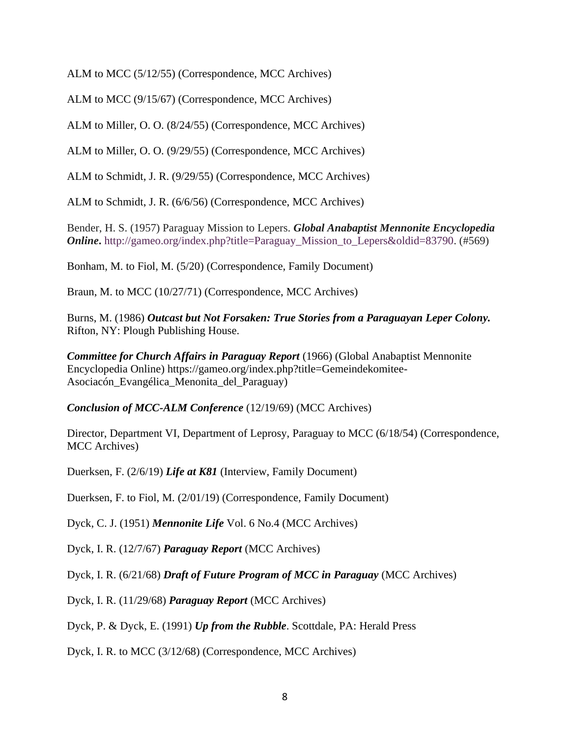ALM to MCC (5/12/55) (Correspondence, MCC Archives)

ALM to MCC (9/15/67) (Correspondence, MCC Archives)

ALM to Miller, O. O. (8/24/55) (Correspondence, MCC Archives)

ALM to Miller, O. O. (9/29/55) (Correspondence, MCC Archives)

ALM to Schmidt, J. R. (9/29/55) (Correspondence, MCC Archives)

ALM to Schmidt, J. R. (6/6/56) (Correspondence, MCC Archives)

Bender, H. S. (1957) Paraguay Mission to Lepers. ***Global Anabaptist Mennonite Encyclopedia Online***. http://gameo.org/index.php?title=Paraguay_Mission_to_Lepers&oldid=83790. (#569)

Bonham, M. to Fiol, M. (5/20) (Correspondence, Family Document)

Braun, M. to MCC (10/27/71) (Correspondence, MCC Archives)

Burns, M. (1986) ***Outcast but Not Forsaken: True Stories from a Paraguayan Leper Colony.*** Rifton, NY: Plough Publishing House.

***Committee for Church Affairs in Paraguay Report*** (1966) (Global Anabaptist Mennonite Encyclopedia Online) https://gameo.org/index.php?title=Gemeindekomitee-Asociacón_Evangélica_Menonita_del_Paraguay)

***Conclusion of MCC-ALM Conference*** (12/19/69) (MCC Archives)

Director, Department VI, Department of Leprosy, Paraguay to MCC (6/18/54) (Correspondence, MCC Archives)

Duerksen, F. (2/6/19) ***Life at K81*** (Interview, Family Document)

Duerksen, F. to Fiol, M. (2/01/19) (Correspondence, Family Document)

Dyck, C. J. (1951) ***Mennonite Life*** Vol. 6 No.4 (MCC Archives)

Dyck, I. R. (12/7/67) ***Paraguay Report*** (MCC Archives)

Dyck, I. R. (6/21/68) ***Draft of Future Program of MCC in Paraguay*** (MCC Archives)

Dyck, I. R. (11/29/68) ***Paraguay Report*** (MCC Archives)

Dyck, P. & Dyck, E. (1991) ***Up from the Rubble***. Scottdale, PA: Herald Press

Dyck, I. R. to MCC (3/12/68) (Correspondence, MCC Archives)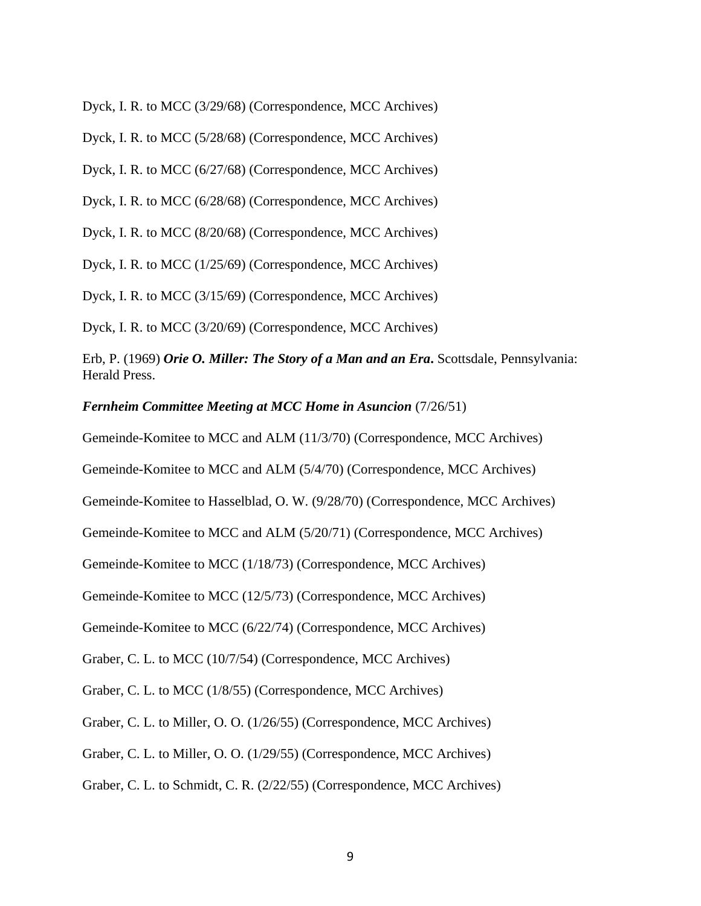Dyck, I. R. to MCC (3/29/68) (Correspondence, MCC Archives)

Dyck, I. R. to MCC (5/28/68) (Correspondence, MCC Archives)

Dyck, I. R. to MCC (6/27/68) (Correspondence, MCC Archives)

Dyck, I. R. to MCC (6/28/68) (Correspondence, MCC Archives)

Dyck, I. R. to MCC (8/20/68) (Correspondence, MCC Archives)

Dyck, I. R. to MCC (1/25/69) (Correspondence, MCC Archives)

Dyck, I. R. to MCC (3/15/69) (Correspondence, MCC Archives)

Dyck, I. R. to MCC (3/20/69) (Correspondence, MCC Archives)

Erb, P. (1969) ***Orie O. Miller: The Story of a Man and an Era***. Scottsdale, Pennsylvania: Herald Press.

***Fernheim Committee Meeting at MCC Home in Asuncion*** (7/26/51)

Gemeinde-Komitee to MCC and ALM (11/3/70) (Correspondence, MCC Archives)

Gemeinde-Komitee to MCC and ALM (5/4/70) (Correspondence, MCC Archives)

Gemeinde-Komitee to Hasselblad, O. W. (9/28/70) (Correspondence, MCC Archives)

Gemeinde-Komitee to MCC and ALM (5/20/71) (Correspondence, MCC Archives)

Gemeinde-Komitee to MCC (1/18/73) (Correspondence, MCC Archives)

Gemeinde-Komitee to MCC (12/5/73) (Correspondence, MCC Archives)

Gemeinde-Komitee to MCC (6/22/74) (Correspondence, MCC Archives)

Graber, C. L. to MCC (10/7/54) (Correspondence, MCC Archives)

Graber, C. L. to MCC (1/8/55) (Correspondence, MCC Archives)

Graber, C. L. to Miller, O. O. (1/26/55) (Correspondence, MCC Archives)

Graber, C. L. to Miller, O. O. (1/29/55) (Correspondence, MCC Archives)

Graber, C. L. to Schmidt, C. R. (2/22/55) (Correspondence, MCC Archives)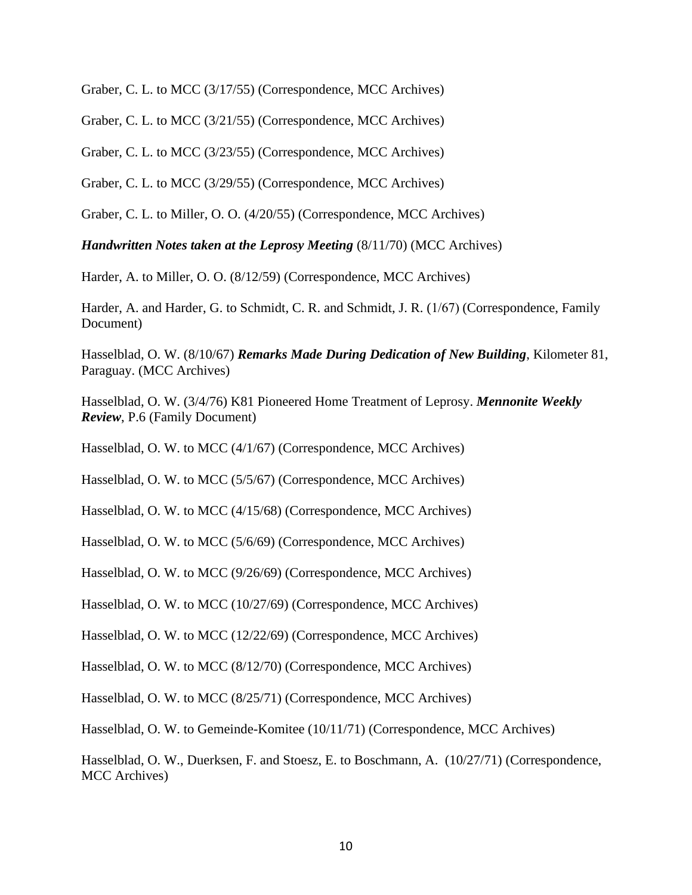Graber, C. L. to MCC (3/17/55) (Correspondence, MCC Archives)

Graber, C. L. to MCC (3/21/55) (Correspondence, MCC Archives)

Graber, C. L. to MCC (3/23/55) (Correspondence, MCC Archives)

Graber, C. L. to MCC (3/29/55) (Correspondence, MCC Archives)

Graber, C. L. to Miller, O. O. (4/20/55) (Correspondence, MCC Archives)

***Handwritten Notes taken at the Leprosy Meeting*** (8/11/70) (MCC Archives)

Harder, A. to Miller, O. O. (8/12/59) (Correspondence, MCC Archives)

Harder, A. and Harder, G. to Schmidt, C. R. and Schmidt, J. R. (1/67) (Correspondence, Family Document)

Hasselblad, O. W. (8/10/67) ***Remarks Made During Dedication of New Building***, Kilometer 81, Paraguay. (MCC Archives)

Hasselblad, O. W. (3/4/76) K81 Pioneered Home Treatment of Leprosy. ***Mennonite Weekly Review***, P.6 (Family Document)

Hasselblad, O. W. to MCC (4/1/67) (Correspondence, MCC Archives)

Hasselblad, O. W. to MCC (5/5/67) (Correspondence, MCC Archives)

Hasselblad, O. W. to MCC (4/15/68) (Correspondence, MCC Archives)

Hasselblad, O. W. to MCC (5/6/69) (Correspondence, MCC Archives)

Hasselblad, O. W. to MCC (9/26/69) (Correspondence, MCC Archives)

Hasselblad, O. W. to MCC (10/27/69) (Correspondence, MCC Archives)

Hasselblad, O. W. to MCC (12/22/69) (Correspondence, MCC Archives)

Hasselblad, O. W. to MCC (8/12/70) (Correspondence, MCC Archives)

Hasselblad, O. W. to MCC (8/25/71) (Correspondence, MCC Archives)

Hasselblad, O. W. to Gemeinde-Komitee (10/11/71) (Correspondence, MCC Archives)

Hasselblad, O. W., Duerksen, F. and Stoesz, E. to Boschmann, A. (10/27/71) (Correspondence, MCC Archives)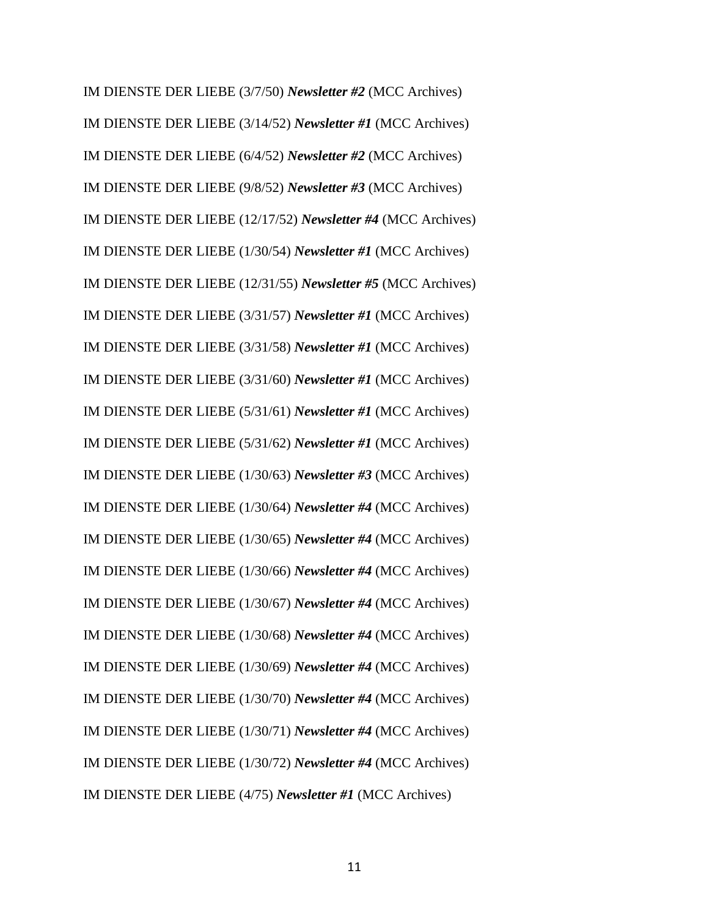IM DIENSTE DER LIEBE (3/7/50) ***Newsletter #2*** (MCC Archives)

IM DIENSTE DER LIEBE (3/14/52) ***Newsletter #1*** (MCC Archives)

IM DIENSTE DER LIEBE (6/4/52) ***Newsletter #2*** (MCC Archives)

IM DIENSTE DER LIEBE (9/8/52) ***Newsletter #3*** (MCC Archives)

IM DIENSTE DER LIEBE (12/17/52) ***Newsletter #4*** (MCC Archives)

IM DIENSTE DER LIEBE (1/30/54) ***Newsletter #1*** (MCC Archives)

IM DIENSTE DER LIEBE (12/31/55) ***Newsletter #5*** (MCC Archives)

IM DIENSTE DER LIEBE (3/31/57) ***Newsletter #1*** (MCC Archives)

IM DIENSTE DER LIEBE (3/31/58) ***Newsletter #1*** (MCC Archives)

IM DIENSTE DER LIEBE (3/31/60) ***Newsletter #1*** (MCC Archives)

IM DIENSTE DER LIEBE (5/31/61) ***Newsletter #1*** (MCC Archives)

IM DIENSTE DER LIEBE (5/31/62) ***Newsletter #1*** (MCC Archives)

IM DIENSTE DER LIEBE (1/30/63) ***Newsletter #3*** (MCC Archives)

IM DIENSTE DER LIEBE (1/30/64) ***Newsletter #4*** (MCC Archives)

IM DIENSTE DER LIEBE (1/30/65) ***Newsletter #4*** (MCC Archives)

IM DIENSTE DER LIEBE (1/30/66) ***Newsletter #4*** (MCC Archives)

IM DIENSTE DER LIEBE (1/30/67) ***Newsletter #4*** (MCC Archives)

IM DIENSTE DER LIEBE (1/30/68) ***Newsletter #4*** (MCC Archives)

IM DIENSTE DER LIEBE (1/30/69) ***Newsletter #4*** (MCC Archives)

IM DIENSTE DER LIEBE (1/30/70) ***Newsletter #4*** (MCC Archives)

IM DIENSTE DER LIEBE (1/30/71) ***Newsletter #4*** (MCC Archives)

IM DIENSTE DER LIEBE (1/30/72) ***Newsletter #4*** (MCC Archives)

IM DIENSTE DER LIEBE (4/75) ***Newsletter #1*** (MCC Archives)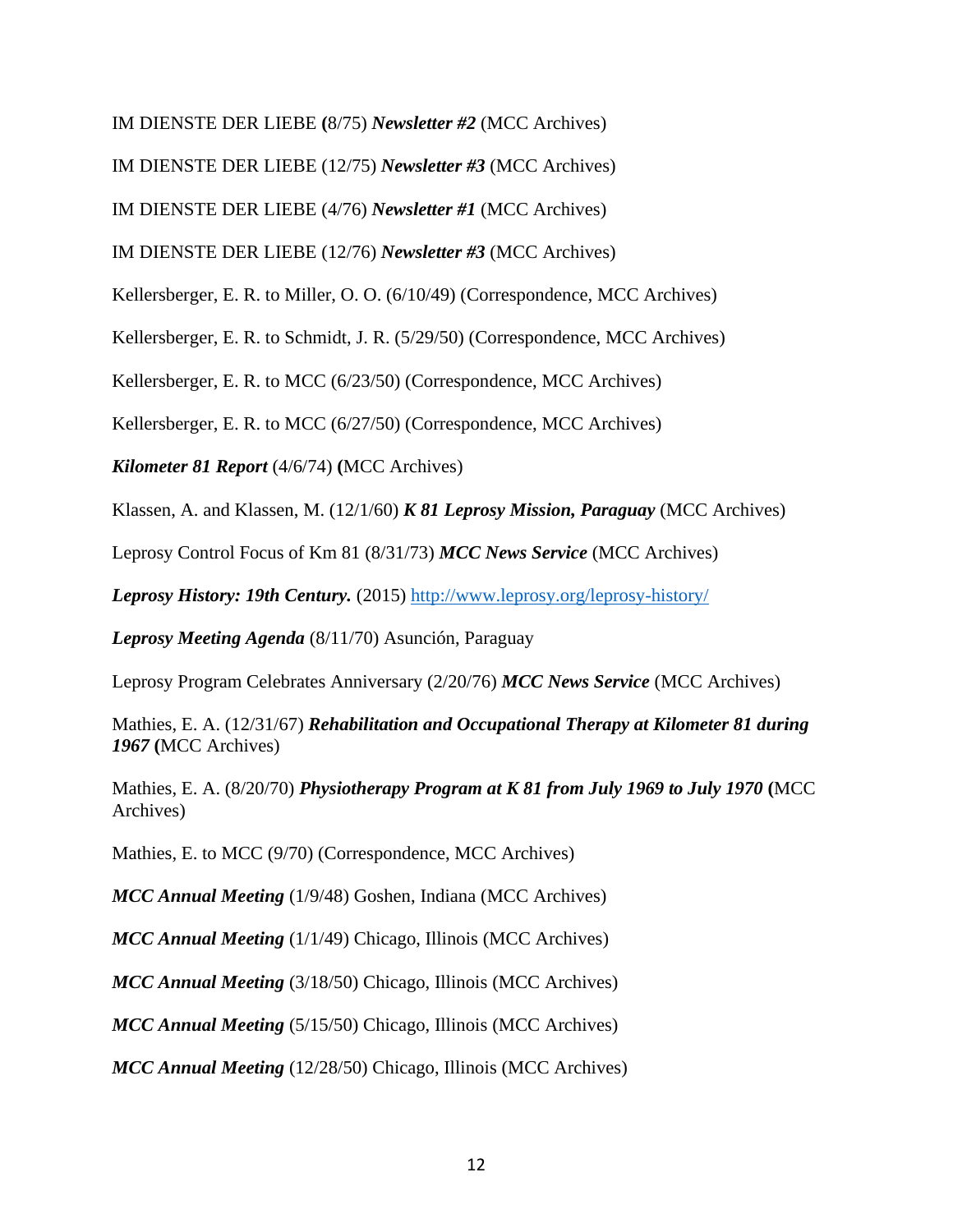IM DIENSTE DER LIEBE **(**8/75) ***Newsletter #2*** (MCC Archives)

IM DIENSTE DER LIEBE (12/75) ***Newsletter #3*** (MCC Archives)

IM DIENSTE DER LIEBE (4/76) ***Newsletter #1*** (MCC Archives)

IM DIENSTE DER LIEBE (12/76) ***Newsletter #3*** (MCC Archives)

Kellersberger, E. R. to Miller, O. O. (6/10/49) (Correspondence, MCC Archives)

Kellersberger, E. R. to Schmidt, J. R. (5/29/50) (Correspondence, MCC Archives)

Kellersberger, E. R. to MCC (6/23/50) (Correspondence, MCC Archives)

Kellersberger, E. R. to MCC (6/27/50) (Correspondence, MCC Archives)

***Kilometer 81 Report*** (4/6/74) **(**MCC Archives)

Klassen, A. and Klassen, M. (12/1/60) ***K 81 Leprosy Mission, Paraguay*** (MCC Archives)

Leprosy Control Focus of Km 81 (8/31/73) ***MCC News Service*** (MCC Archives)

***Leprosy History: 19th Century.*** (2015) http://www.leprosy.org/leprosy-history/

***Leprosy Meeting Agenda*** (8/11/70) Asunción, Paraguay

Leprosy Program Celebrates Anniversary (2/20/76) ***MCC News Service*** (MCC Archives)

Mathies, E. A. (12/31/67) ***Rehabilitation and Occupational Therapy at Kilometer 81 during 1967*** **(**MCC Archives)

Mathies, E. A. (8/20/70) ***Physiotherapy Program at K 81 from July 1969 to July 1970*** **(**MCC Archives)

Mathies, E. to MCC (9/70) (Correspondence, MCC Archives)

***MCC Annual Meeting*** (1/9/48) Goshen, Indiana (MCC Archives)

***MCC Annual Meeting*** (1/1/49) Chicago, Illinois (MCC Archives)

***MCC Annual Meeting*** (3/18/50) Chicago, Illinois (MCC Archives)

***MCC Annual Meeting*** (5/15/50) Chicago, Illinois (MCC Archives)

***MCC Annual Meeting*** (12/28/50) Chicago, Illinois (MCC Archives)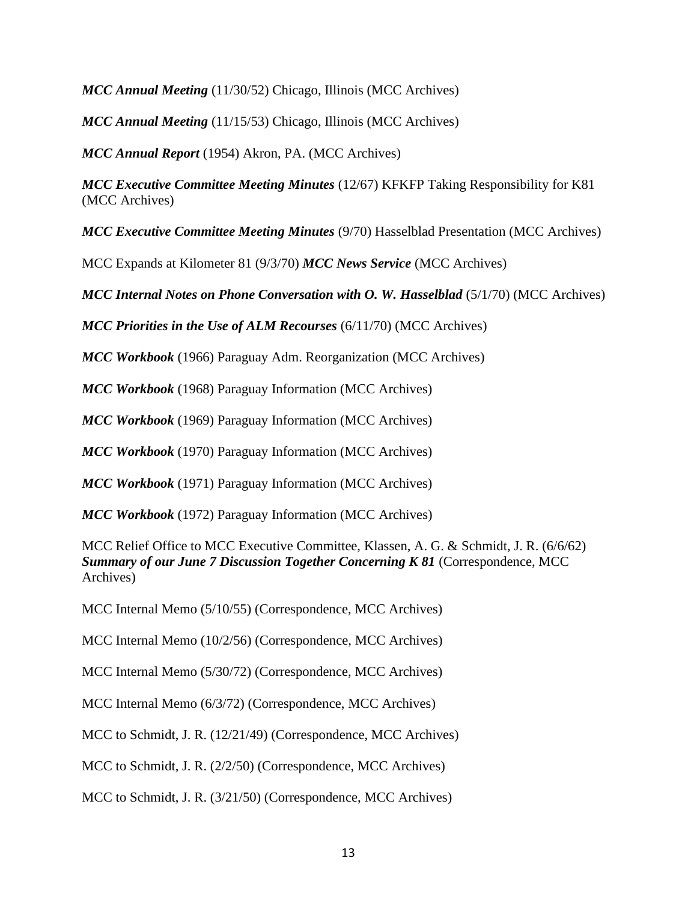***MCC Annual Meeting*** (11/30/52) Chicago, Illinois (MCC Archives)

***MCC Annual Meeting*** (11/15/53) Chicago, Illinois (MCC Archives)

***MCC Annual Report*** (1954) Akron, PA. (MCC Archives)

***MCC Executive Committee Meeting Minutes*** (12/67) KFKFP Taking Responsibility for K81 (MCC Archives)

***MCC Executive Committee Meeting Minutes*** (9/70) Hasselblad Presentation (MCC Archives)

MCC Expands at Kilometer 81 (9/3/70) ***MCC News Service*** (MCC Archives)

***MCC Internal Notes on Phone Conversation with O. W. Hasselblad*** (5/1/70) (MCC Archives)

***MCC Priorities in the Use of ALM Recourses*** (6/11/70) (MCC Archives)

***MCC Workbook*** (1966) Paraguay Adm. Reorganization (MCC Archives)

***MCC Workbook*** (1968) Paraguay Information (MCC Archives)

***MCC Workbook*** (1969) Paraguay Information (MCC Archives)

***MCC Workbook*** (1970) Paraguay Information (MCC Archives)

***MCC Workbook*** (1971) Paraguay Information (MCC Archives)

***MCC Workbook*** (1972) Paraguay Information (MCC Archives)

MCC Relief Office to MCC Executive Committee, Klassen, A. G. & Schmidt, J. R. (6/6/62) ***Summary of our June 7 Discussion Together Concerning K 81*** (Correspondence, MCC Archives)

MCC Internal Memo (5/10/55) (Correspondence, MCC Archives)

MCC Internal Memo (10/2/56) (Correspondence, MCC Archives)

MCC Internal Memo (5/30/72) (Correspondence, MCC Archives)

MCC Internal Memo (6/3/72) (Correspondence, MCC Archives)

MCC to Schmidt, J. R. (12/21/49) (Correspondence, MCC Archives)

MCC to Schmidt, J. R. (2/2/50) (Correspondence, MCC Archives)

MCC to Schmidt, J. R. (3/21/50) (Correspondence, MCC Archives)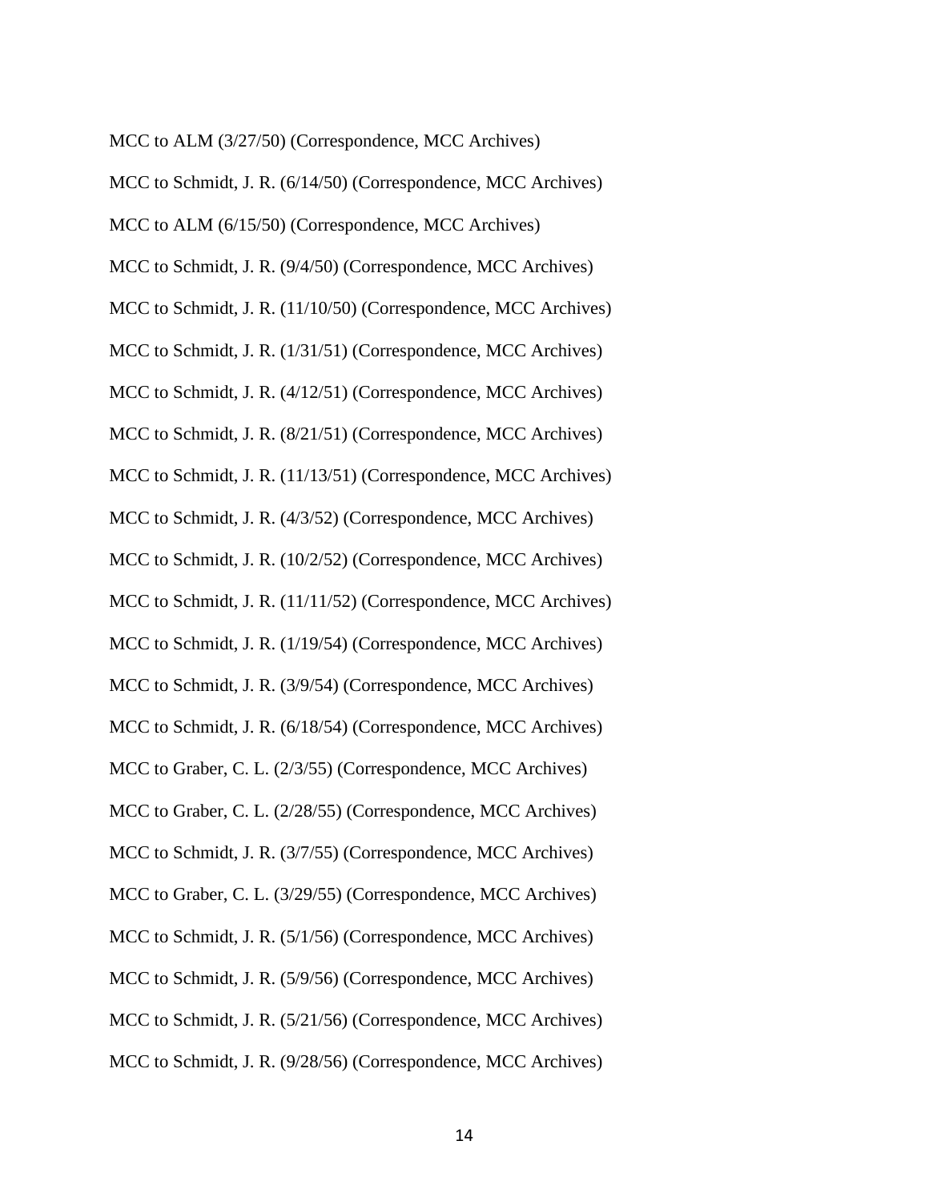MCC to ALM (3/27/50) (Correspondence, MCC Archives)

MCC to Schmidt, J. R. (6/14/50) (Correspondence, MCC Archives)

MCC to ALM (6/15/50) (Correspondence, MCC Archives)

MCC to Schmidt, J. R. (9/4/50) (Correspondence, MCC Archives)

MCC to Schmidt, J. R. (11/10/50) (Correspondence, MCC Archives)

MCC to Schmidt, J. R. (1/31/51) (Correspondence, MCC Archives)

MCC to Schmidt, J. R. (4/12/51) (Correspondence, MCC Archives)

MCC to Schmidt, J. R. (8/21/51) (Correspondence, MCC Archives)

MCC to Schmidt, J. R. (11/13/51) (Correspondence, MCC Archives)

MCC to Schmidt, J. R. (4/3/52) (Correspondence, MCC Archives)

MCC to Schmidt, J. R. (10/2/52) (Correspondence, MCC Archives)

MCC to Schmidt, J. R. (11/11/52) (Correspondence, MCC Archives)

MCC to Schmidt, J. R. (1/19/54) (Correspondence, MCC Archives)

MCC to Schmidt, J. R. (3/9/54) (Correspondence, MCC Archives)

MCC to Schmidt, J. R. (6/18/54) (Correspondence, MCC Archives)

MCC to Graber, C. L. (2/3/55) (Correspondence, MCC Archives)

MCC to Graber, C. L. (2/28/55) (Correspondence, MCC Archives)

MCC to Schmidt, J. R. (3/7/55) (Correspondence, MCC Archives)

MCC to Graber, C. L. (3/29/55) (Correspondence, MCC Archives)

MCC to Schmidt, J. R. (5/1/56) (Correspondence, MCC Archives)

MCC to Schmidt, J. R. (5/9/56) (Correspondence, MCC Archives)

MCC to Schmidt, J. R. (5/21/56) (Correspondence, MCC Archives)

MCC to Schmidt, J. R. (9/28/56) (Correspondence, MCC Archives)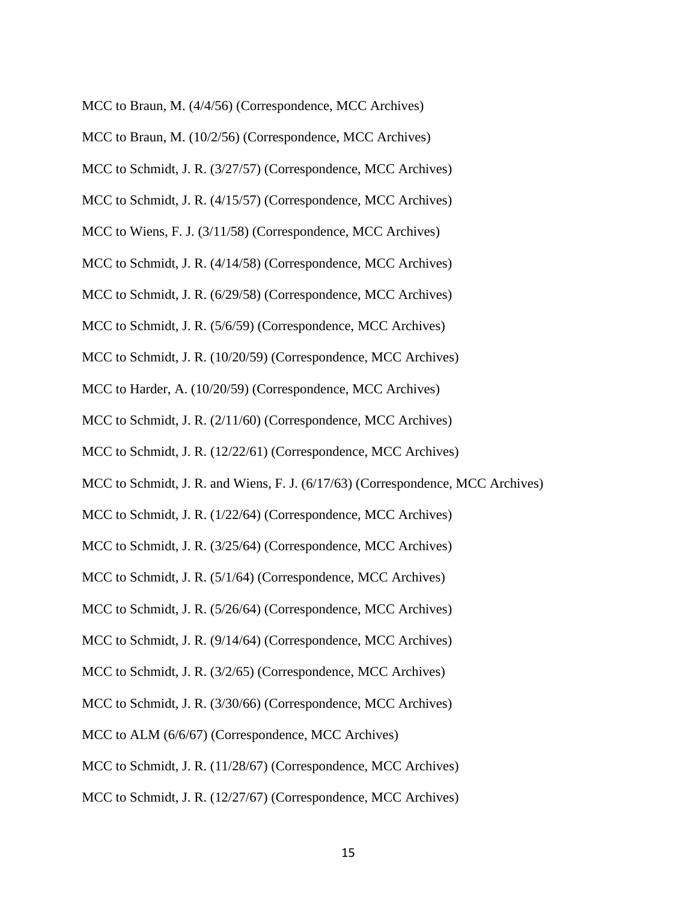MCC to Braun, M. (4/4/56) (Correspondence, MCC Archives)

MCC to Braun, M. (10/2/56) (Correspondence, MCC Archives)

MCC to Schmidt, J. R. (3/27/57) (Correspondence, MCC Archives)

MCC to Schmidt, J. R. (4/15/57) (Correspondence, MCC Archives)

MCC to Wiens, F. J. (3/11/58) (Correspondence, MCC Archives)

MCC to Schmidt, J. R. (4/14/58) (Correspondence, MCC Archives)

MCC to Schmidt, J. R. (6/29/58) (Correspondence, MCC Archives)

MCC to Schmidt, J. R. (5/6/59) (Correspondence, MCC Archives)

MCC to Schmidt, J. R. (10/20/59) (Correspondence, MCC Archives)

MCC to Harder, A. (10/20/59) (Correspondence, MCC Archives)

MCC to Schmidt, J. R. (2/11/60) (Correspondence, MCC Archives)

MCC to Schmidt, J. R. (12/22/61) (Correspondence, MCC Archives)

MCC to Schmidt, J. R. and Wiens, F. J. (6/17/63) (Correspondence, MCC Archives)

MCC to Schmidt, J. R. (1/22/64) (Correspondence, MCC Archives)

MCC to Schmidt, J. R. (3/25/64) (Correspondence, MCC Archives)

MCC to Schmidt, J. R. (5/1/64) (Correspondence, MCC Archives)

MCC to Schmidt, J. R. (5/26/64) (Correspondence, MCC Archives)

MCC to Schmidt, J. R. (9/14/64) (Correspondence, MCC Archives)

MCC to Schmidt, J. R. (3/2/65) (Correspondence, MCC Archives)

MCC to Schmidt, J. R. (3/30/66) (Correspondence, MCC Archives)

MCC to ALM (6/6/67) (Correspondence, MCC Archives)

MCC to Schmidt, J. R. (11/28/67) (Correspondence, MCC Archives)

MCC to Schmidt, J. R. (12/27/67) (Correspondence, MCC Archives)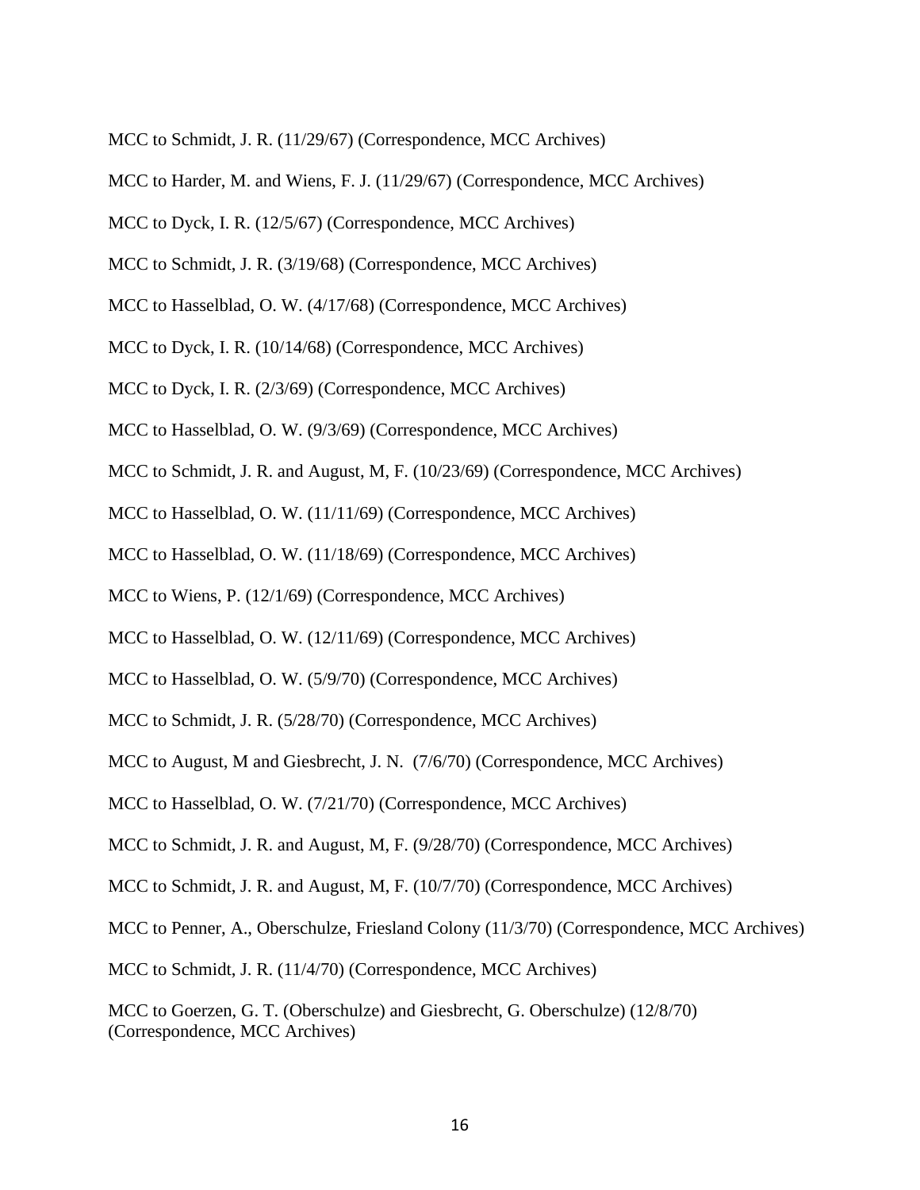MCC to Schmidt, J. R. (11/29/67) (Correspondence, MCC Archives)

MCC to Harder, M. and Wiens, F. J. (11/29/67) (Correspondence, MCC Archives)

MCC to Dyck, I. R. (12/5/67) (Correspondence, MCC Archives)

MCC to Schmidt, J. R. (3/19/68) (Correspondence, MCC Archives)

MCC to Hasselblad, O. W. (4/17/68) (Correspondence, MCC Archives)

MCC to Dyck, I. R. (10/14/68) (Correspondence, MCC Archives)

MCC to Dyck, I. R. (2/3/69) (Correspondence, MCC Archives)

MCC to Hasselblad, O. W. (9/3/69) (Correspondence, MCC Archives)

MCC to Schmidt, J. R. and August, M, F. (10/23/69) (Correspondence, MCC Archives)

MCC to Hasselblad, O. W. (11/11/69) (Correspondence, MCC Archives)

MCC to Hasselblad, O. W. (11/18/69) (Correspondence, MCC Archives)

MCC to Wiens, P. (12/1/69) (Correspondence, MCC Archives)

MCC to Hasselblad, O. W. (12/11/69) (Correspondence, MCC Archives)

MCC to Hasselblad, O. W. (5/9/70) (Correspondence, MCC Archives)

MCC to Schmidt, J. R. (5/28/70) (Correspondence, MCC Archives)

MCC to August, M and Giesbrecht, J. N.  (7/6/70) (Correspondence, MCC Archives)

MCC to Hasselblad, O. W. (7/21/70) (Correspondence, MCC Archives)

MCC to Schmidt, J. R. and August, M, F. (9/28/70) (Correspondence, MCC Archives)

MCC to Schmidt, J. R. and August, M, F. (10/7/70) (Correspondence, MCC Archives)

MCC to Penner, A., Oberschulze, Friesland Colony (11/3/70) (Correspondence, MCC Archives)

MCC to Schmidt, J. R. (11/4/70) (Correspondence, MCC Archives)

MCC to Goerzen, G. T. (Oberschulze) and Giesbrecht, G. Oberschulze) (12/8/70) (Correspondence, MCC Archives)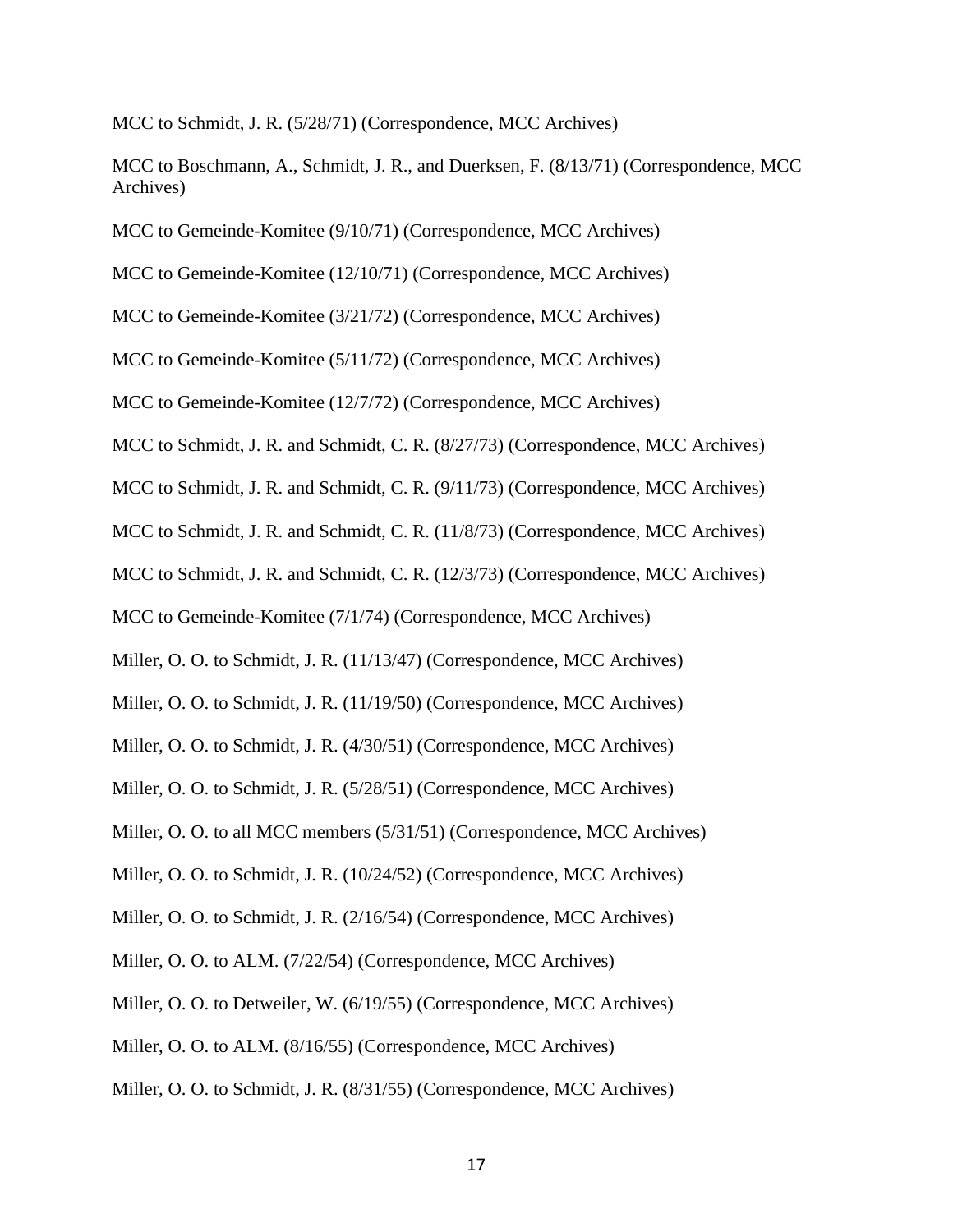MCC to Schmidt, J. R. (5/28/71) (Correspondence, MCC Archives)

MCC to Boschmann, A., Schmidt, J. R., and Duerksen, F. (8/13/71) (Correspondence, MCC Archives)

MCC to Gemeinde-Komitee (9/10/71) (Correspondence, MCC Archives)

MCC to Gemeinde-Komitee (12/10/71) (Correspondence, MCC Archives)

MCC to Gemeinde-Komitee (3/21/72) (Correspondence, MCC Archives)

MCC to Gemeinde-Komitee (5/11/72) (Correspondence, MCC Archives)

MCC to Gemeinde-Komitee (12/7/72) (Correspondence, MCC Archives)

MCC to Schmidt, J. R. and Schmidt, C. R. (8/27/73) (Correspondence, MCC Archives)

MCC to Schmidt, J. R. and Schmidt, C. R. (9/11/73) (Correspondence, MCC Archives)

MCC to Schmidt, J. R. and Schmidt, C. R. (11/8/73) (Correspondence, MCC Archives)

MCC to Schmidt, J. R. and Schmidt, C. R. (12/3/73) (Correspondence, MCC Archives)

MCC to Gemeinde-Komitee (7/1/74) (Correspondence, MCC Archives)

Miller, O. O. to Schmidt, J. R. (11/13/47) (Correspondence, MCC Archives)

Miller, O. O. to Schmidt, J. R. (11/19/50) (Correspondence, MCC Archives)

Miller, O. O. to Schmidt, J. R. (4/30/51) (Correspondence, MCC Archives)

Miller, O. O. to Schmidt, J. R. (5/28/51) (Correspondence, MCC Archives)

Miller, O. O. to all MCC members (5/31/51) (Correspondence, MCC Archives)

Miller, O. O. to Schmidt, J. R. (10/24/52) (Correspondence, MCC Archives)

Miller, O. O. to Schmidt, J. R. (2/16/54) (Correspondence, MCC Archives)

Miller, O. O. to ALM. (7/22/54) (Correspondence, MCC Archives)

Miller, O. O. to Detweiler, W. (6/19/55) (Correspondence, MCC Archives)

Miller, O. O. to ALM. (8/16/55) (Correspondence, MCC Archives)

Miller, O. O. to Schmidt, J. R. (8/31/55) (Correspondence, MCC Archives)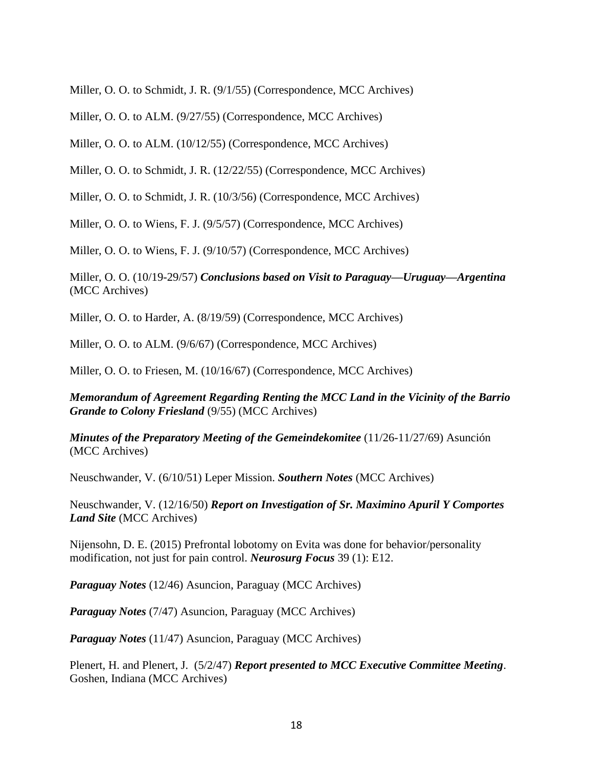Miller, O. O. to Schmidt, J. R. (9/1/55) (Correspondence, MCC Archives)

Miller, O. O. to ALM. (9/27/55) (Correspondence, MCC Archives)

Miller, O. O. to ALM. (10/12/55) (Correspondence, MCC Archives)

Miller, O. O. to Schmidt, J. R. (12/22/55) (Correspondence, MCC Archives)

Miller, O. O. to Schmidt, J. R. (10/3/56) (Correspondence, MCC Archives)

Miller, O. O. to Wiens, F. J. (9/5/57) (Correspondence, MCC Archives)

Miller, O. O. to Wiens, F. J. (9/10/57) (Correspondence, MCC Archives)

Miller, O. O. (10/19-29/57) ***Conclusions based on Visit to Paraguay—Uruguay—Argentina*** (MCC Archives)

Miller, O. O. to Harder, A. (8/19/59) (Correspondence, MCC Archives)

Miller, O. O. to ALM. (9/6/67) (Correspondence, MCC Archives)

Miller, O. O. to Friesen, M. (10/16/67) (Correspondence, MCC Archives)

***Memorandum of Agreement Regarding Renting the MCC Land in the Vicinity of the Barrio Grande to Colony Friesland*** (9/55) (MCC Archives)

***Minutes of the Preparatory Meeting of the Gemeindekomitee*** (11/26-11/27/69) Asunción (MCC Archives)

Neuschwander, V. (6/10/51) Leper Mission. ***Southern Notes*** (MCC Archives)

Neuschwander, V. (12/16/50) ***Report on Investigation of Sr. Maximino Apuril Y Comportes Land Site*** (MCC Archives)

Nijensohn, D. E. (2015) Prefrontal lobotomy on Evita was done for behavior/personality modification, not just for pain control. ***Neurosurg Focus*** 39 (1): E12.

***Paraguay Notes*** (12/46) Asuncion, Paraguay (MCC Archives)

***Paraguay Notes*** (7/47) Asuncion, Paraguay (MCC Archives)

***Paraguay Notes*** (11/47) Asuncion, Paraguay (MCC Archives)

Plenert, H. and Plenert, J. (5/2/47) ***Report presented to MCC Executive Committee Meeting***. Goshen, Indiana (MCC Archives)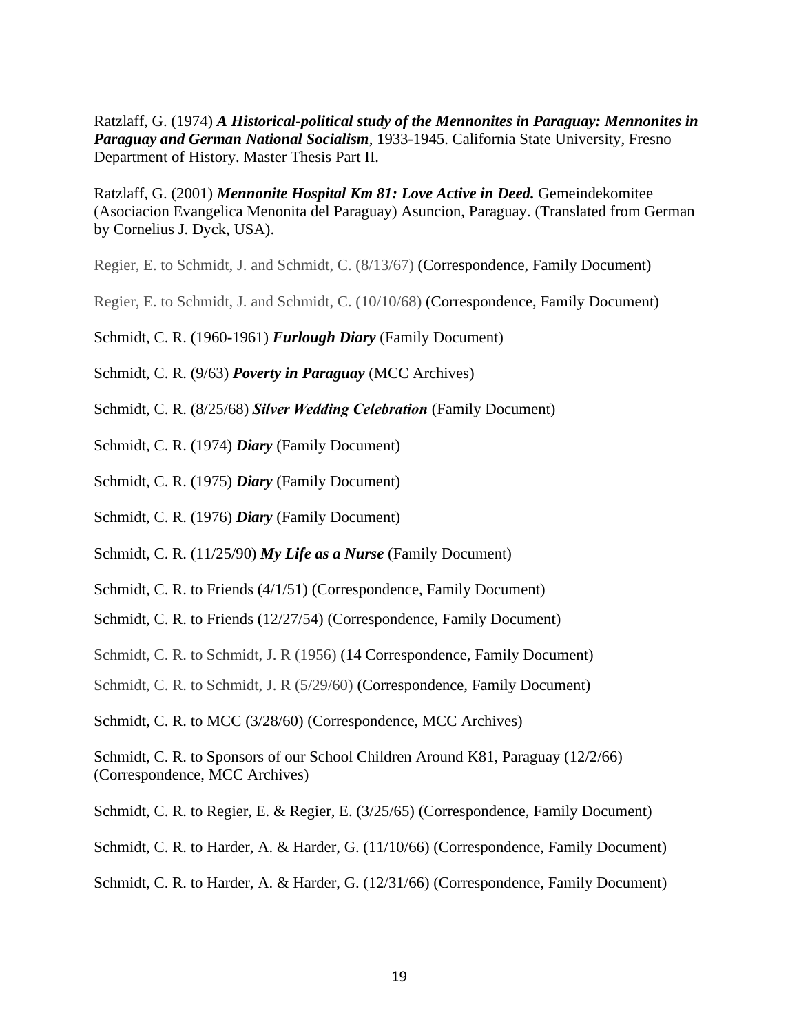Ratzlaff, G. (1974) ***A Historical-political study of the Mennonites in Paraguay: Mennonites in Paraguay and German National Socialism***, 1933-1945. California State University, Fresno Department of History. Master Thesis Part II.

Ratzlaff, G. (2001) ***Mennonite Hospital Km 81: Love Active in Deed.*** Gemeindekomitee (Asociacion Evangelica Menonita del Paraguay) Asuncion, Paraguay. (Translated from German by Cornelius J. Dyck, USA).

Regier, E. to Schmidt, J. and Schmidt, C. (8/13/67) (Correspondence, Family Document)

Regier, E. to Schmidt, J. and Schmidt, C. (10/10/68) (Correspondence, Family Document)

Schmidt, C. R. (1960-1961) ***Furlough Diary*** (Family Document)

Schmidt, C. R. (9/63) ***Poverty in Paraguay*** (MCC Archives)

Schmidt, C. R. (8/25/68) ***Silver Wedding Celebration*** (Family Document)

Schmidt, C. R. (1974) ***Diary*** (Family Document)

Schmidt, C. R. (1975) ***Diary*** (Family Document)

Schmidt, C. R. (1976) ***Diary*** (Family Document)

Schmidt, C. R. (11/25/90) ***My Life as a Nurse*** (Family Document)

Schmidt, C. R. to Friends (4/1/51) (Correspondence, Family Document)

Schmidt, C. R. to Friends (12/27/54) (Correspondence, Family Document)

Schmidt, C. R. to Schmidt, J. R (1956) (14 Correspondence, Family Document)

Schmidt, C. R. to Schmidt, J. R (5/29/60) (Correspondence, Family Document)

Schmidt, C. R. to MCC (3/28/60) (Correspondence, MCC Archives)

Schmidt, C. R. to Sponsors of our School Children Around K81, Paraguay (12/2/66) (Correspondence, MCC Archives)

Schmidt, C. R. to Regier, E. & Regier, E. (3/25/65) (Correspondence, Family Document)

Schmidt, C. R. to Harder, A. & Harder, G. (11/10/66) (Correspondence, Family Document)

Schmidt, C. R. to Harder, A. & Harder, G. (12/31/66) (Correspondence, Family Document)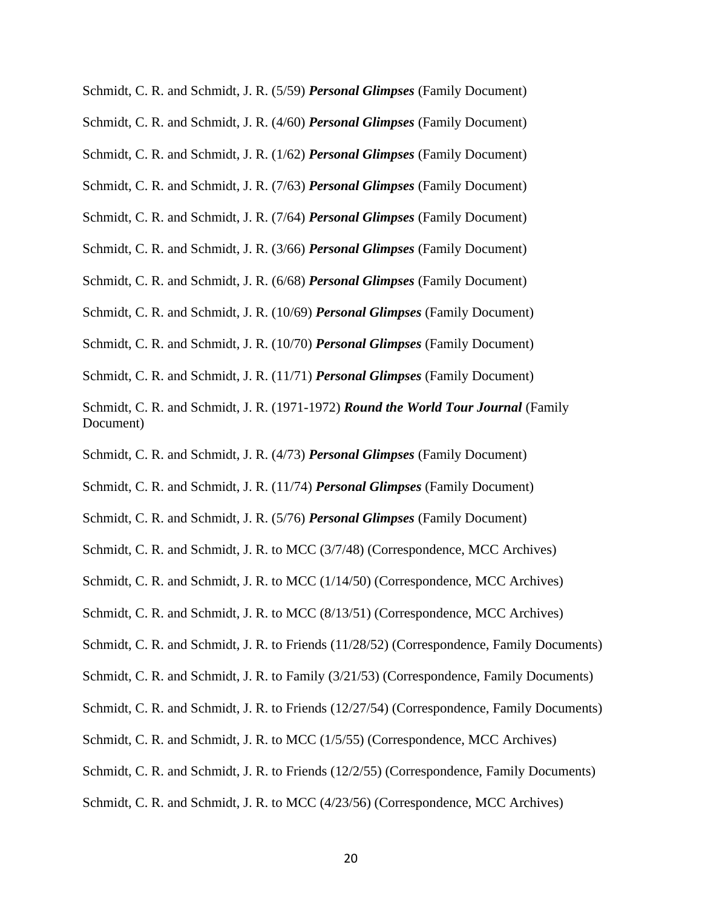Schmidt, C. R. and Schmidt, J. R. (5/59) ***Personal Glimpses*** (Family Document)

Schmidt, C. R. and Schmidt, J. R. (4/60) ***Personal Glimpses*** (Family Document)

Schmidt, C. R. and Schmidt, J. R. (1/62) ***Personal Glimpses*** (Family Document)

Schmidt, C. R. and Schmidt, J. R. (7/63) ***Personal Glimpses*** (Family Document)

Schmidt, C. R. and Schmidt, J. R. (7/64) ***Personal Glimpses*** (Family Document)

Schmidt, C. R. and Schmidt, J. R. (3/66) ***Personal Glimpses*** (Family Document)

Schmidt, C. R. and Schmidt, J. R. (6/68) ***Personal Glimpses*** (Family Document)

Schmidt, C. R. and Schmidt, J. R. (10/69) ***Personal Glimpses*** (Family Document)

Schmidt, C. R. and Schmidt, J. R. (10/70) ***Personal Glimpses*** (Family Document)

Schmidt, C. R. and Schmidt, J. R. (11/71) ***Personal Glimpses*** (Family Document)

Schmidt, C. R. and Schmidt, J. R. (1971-1972) ***Round the World Tour Journal*** (Family Document)

Schmidt, C. R. and Schmidt, J. R. (4/73) ***Personal Glimpses*** (Family Document)

Schmidt, C. R. and Schmidt, J. R. (11/74) ***Personal Glimpses*** (Family Document)

Schmidt, C. R. and Schmidt, J. R. (5/76) ***Personal Glimpses*** (Family Document)

Schmidt, C. R. and Schmidt, J. R. to MCC (3/7/48) (Correspondence, MCC Archives)

Schmidt, C. R. and Schmidt, J. R. to MCC (1/14/50) (Correspondence, MCC Archives)

Schmidt, C. R. and Schmidt, J. R. to MCC (8/13/51) (Correspondence, MCC Archives)

Schmidt, C. R. and Schmidt, J. R. to Friends (11/28/52) (Correspondence, Family Documents)

Schmidt, C. R. and Schmidt, J. R. to Family (3/21/53) (Correspondence, Family Documents)

Schmidt, C. R. and Schmidt, J. R. to Friends (12/27/54) (Correspondence, Family Documents)

Schmidt, C. R. and Schmidt, J. R. to MCC (1/5/55) (Correspondence, MCC Archives)

Schmidt, C. R. and Schmidt, J. R. to Friends (12/2/55) (Correspondence, Family Documents)

Schmidt, C. R. and Schmidt, J. R. to MCC (4/23/56) (Correspondence, MCC Archives)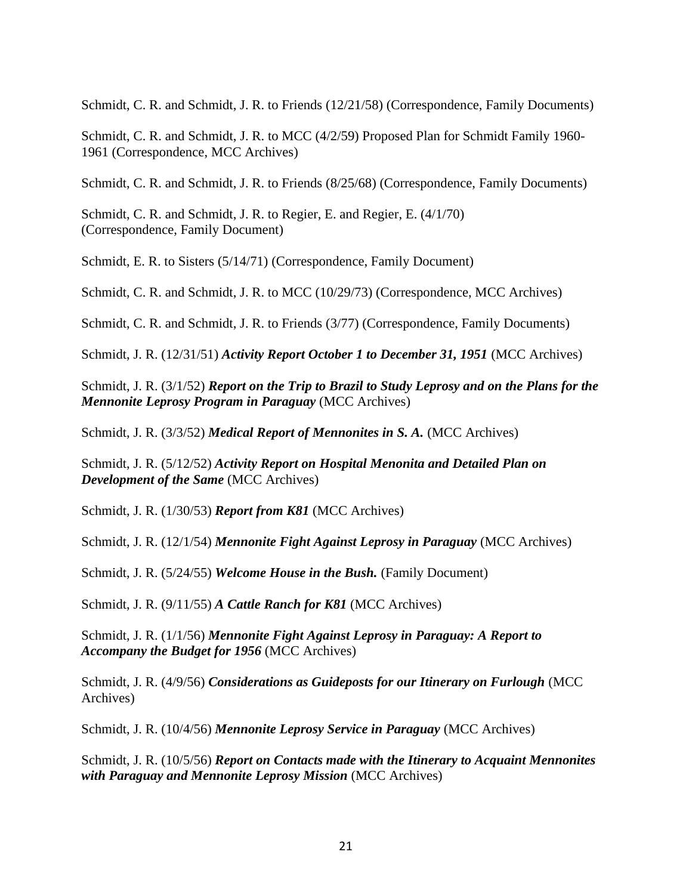Schmidt, C. R. and Schmidt, J. R. to Friends (12/21/58) (Correspondence, Family Documents)

Schmidt, C. R. and Schmidt, J. R. to MCC (4/2/59) Proposed Plan for Schmidt Family 1960-1961 (Correspondence, MCC Archives)

Schmidt, C. R. and Schmidt, J. R. to Friends (8/25/68) (Correspondence, Family Documents)

Schmidt, C. R. and Schmidt, J. R. to Regier, E. and Regier, E. (4/1/70) (Correspondence, Family Document)

Schmidt, E. R. to Sisters (5/14/71) (Correspondence, Family Document)

Schmidt, C. R. and Schmidt, J. R. to MCC (10/29/73) (Correspondence, MCC Archives)

Schmidt, C. R. and Schmidt, J. R. to Friends (3/77) (Correspondence, Family Documents)

Schmidt, J. R. (12/31/51) ***Activity Report October 1 to December 31, 1951*** (MCC Archives)

Schmidt, J. R. (3/1/52) ***Report on the Trip to Brazil to Study Leprosy and on the Plans for the Mennonite Leprosy Program in Paraguay*** (MCC Archives)

Schmidt, J. R. (3/3/52) ***Medical Report of Mennonites in S. A.*** (MCC Archives)

Schmidt, J. R. (5/12/52) ***Activity Report on Hospital Menonita and Detailed Plan on Development of the Same*** (MCC Archives)

Schmidt, J. R. (1/30/53) ***Report from K81*** (MCC Archives)

Schmidt, J. R. (12/1/54) ***Mennonite Fight Against Leprosy in Paraguay*** (MCC Archives)

Schmidt, J. R. (5/24/55) ***Welcome House in the Bush.*** (Family Document)

Schmidt, J. R. (9/11/55) ***A Cattle Ranch for K81*** (MCC Archives)

Schmidt, J. R. (1/1/56) ***Mennonite Fight Against Leprosy in Paraguay: A Report to Accompany the Budget for 1956*** (MCC Archives)

Schmidt, J. R. (4/9/56) ***Considerations as Guideposts for our Itinerary on Furlough*** (MCC Archives)

Schmidt, J. R. (10/4/56) ***Mennonite Leprosy Service in Paraguay*** (MCC Archives)

Schmidt, J. R. (10/5/56) ***Report on Contacts made with the Itinerary to Acquaint Mennonites with Paraguay and Mennonite Leprosy Mission*** (MCC Archives)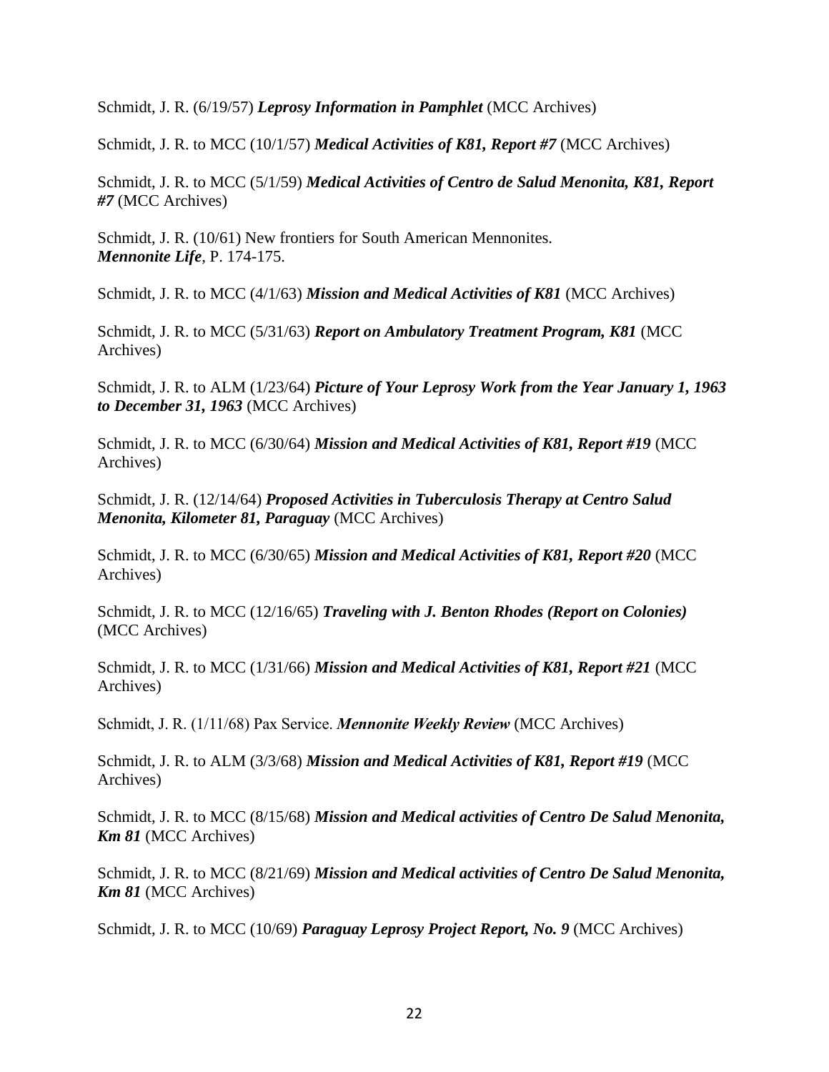Schmidt, J. R. (6/19/57) ***Leprosy Information in Pamphlet*** (MCC Archives)

Schmidt, J. R. to MCC (10/1/57) ***Medical Activities of K81, Report #7*** (MCC Archives)

Schmidt, J. R. to MCC (5/1/59) ***Medical Activities of Centro de Salud Menonita, K81, Report #7*** (MCC Archives)

Schmidt, J. R. (10/61) New frontiers for South American Mennonites. ***Mennonite Life***, P. 174-175.

Schmidt, J. R. to MCC (4/1/63) ***Mission and Medical Activities of K81*** (MCC Archives)

Schmidt, J. R. to MCC (5/31/63) ***Report on Ambulatory Treatment Program, K81*** (MCC Archives)

Schmidt, J. R. to ALM (1/23/64) ***Picture of Your Leprosy Work from the Year January 1, 1963 to December 31, 1963*** (MCC Archives)

Schmidt, J. R. to MCC (6/30/64) ***Mission and Medical Activities of K81, Report #19*** (MCC Archives)

Schmidt, J. R. (12/14/64) ***Proposed Activities in Tuberculosis Therapy at Centro Salud Menonita, Kilometer 81, Paraguay*** (MCC Archives)

Schmidt, J. R. to MCC (6/30/65) ***Mission and Medical Activities of K81, Report #20*** (MCC Archives)

Schmidt, J. R. to MCC (12/16/65) ***Traveling with J. Benton Rhodes (Report on Colonies)*** (MCC Archives)

Schmidt, J. R. to MCC (1/31/66) ***Mission and Medical Activities of K81, Report #21*** (MCC Archives)

Schmidt, J. R. (1/11/68) Pax Service. ***Mennonite Weekly Review*** (MCC Archives)

Schmidt, J. R. to ALM (3/3/68) ***Mission and Medical Activities of K81, Report #19*** (MCC Archives)

Schmidt, J. R. to MCC (8/15/68) ***Mission and Medical activities of Centro De Salud Menonita, Km 81*** (MCC Archives)

Schmidt, J. R. to MCC (8/21/69) ***Mission and Medical activities of Centro De Salud Menonita, Km 81*** (MCC Archives)

Schmidt, J. R. to MCC (10/69) ***Paraguay Leprosy Project Report, No. 9*** (MCC Archives)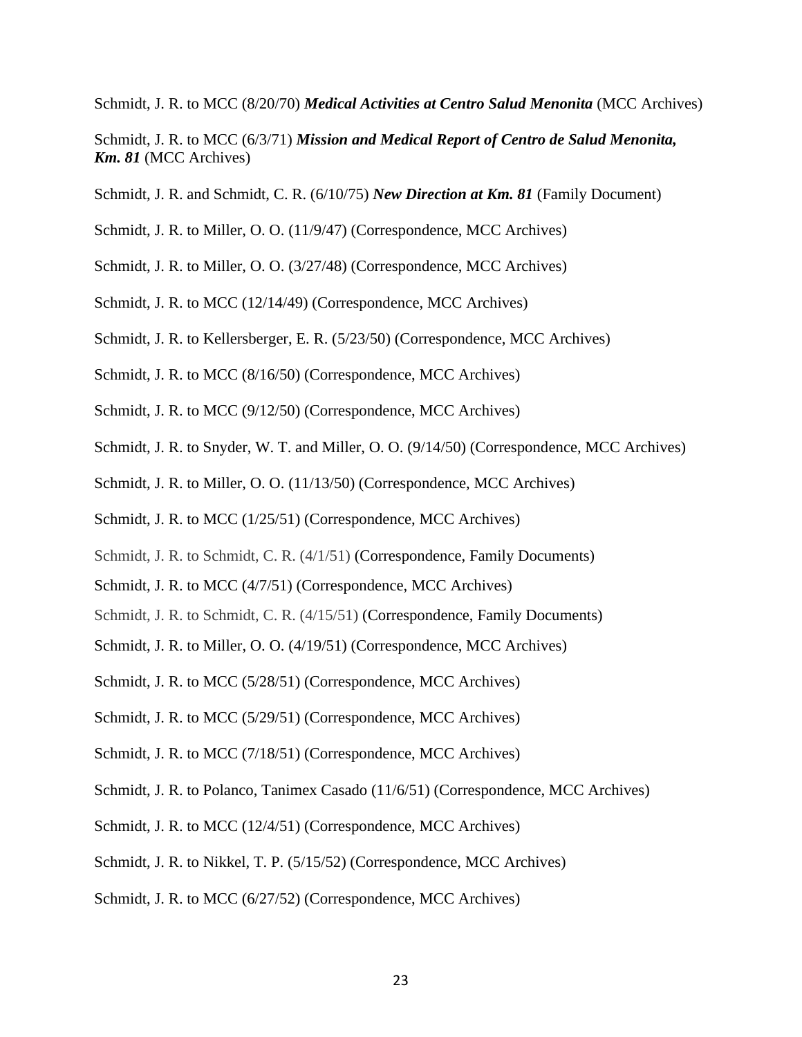Schmidt, J. R. to MCC (8/20/70) ***Medical Activities at Centro Salud Menonita*** (MCC Archives)

Schmidt, J. R. to MCC (6/3/71) ***Mission and Medical Report of Centro de Salud Menonita, Km. 81*** (MCC Archives)

Schmidt, J. R. and Schmidt, C. R. (6/10/75) ***New Direction at Km. 81*** (Family Document)

Schmidt, J. R. to Miller, O. O. (11/9/47) (Correspondence, MCC Archives)

Schmidt, J. R. to Miller, O. O. (3/27/48) (Correspondence, MCC Archives)

Schmidt, J. R. to MCC (12/14/49) (Correspondence, MCC Archives)

Schmidt, J. R. to Kellersberger, E. R. (5/23/50) (Correspondence, MCC Archives)

Schmidt, J. R. to MCC (8/16/50) (Correspondence, MCC Archives)

Schmidt, J. R. to MCC (9/12/50) (Correspondence, MCC Archives)

Schmidt, J. R. to Snyder, W. T. and Miller, O. O. (9/14/50) (Correspondence, MCC Archives)

Schmidt, J. R. to Miller, O. O. (11/13/50) (Correspondence, MCC Archives)

Schmidt, J. R. to MCC (1/25/51) (Correspondence, MCC Archives)

Schmidt, J. R. to Schmidt, C. R. (4/1/51) (Correspondence, Family Documents)

Schmidt, J. R. to MCC (4/7/51) (Correspondence, MCC Archives)

Schmidt, J. R. to Schmidt, C. R. (4/15/51) (Correspondence, Family Documents)

Schmidt, J. R. to Miller, O. O. (4/19/51) (Correspondence, MCC Archives)

Schmidt, J. R. to MCC (5/28/51) (Correspondence, MCC Archives)

Schmidt, J. R. to MCC (5/29/51) (Correspondence, MCC Archives)

Schmidt, J. R. to MCC (7/18/51) (Correspondence, MCC Archives)

Schmidt, J. R. to Polanco, Tanimex Casado (11/6/51) (Correspondence, MCC Archives)

Schmidt, J. R. to MCC (12/4/51) (Correspondence, MCC Archives)

Schmidt, J. R. to Nikkel, T. P. (5/15/52) (Correspondence, MCC Archives)

Schmidt, J. R. to MCC (6/27/52) (Correspondence, MCC Archives)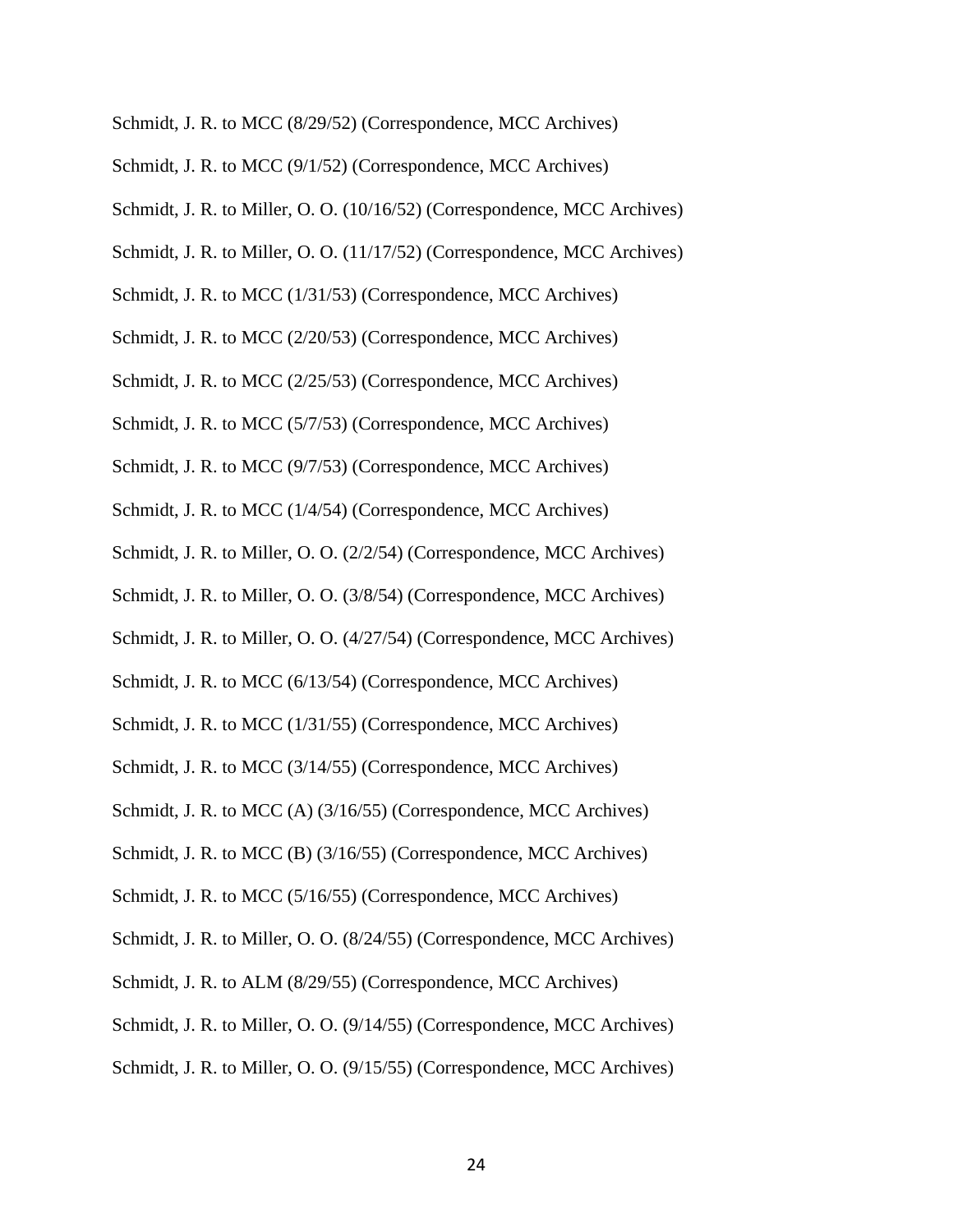Schmidt, J. R. to MCC (8/29/52) (Correspondence, MCC Archives)

Schmidt, J. R. to MCC (9/1/52) (Correspondence, MCC Archives)

Schmidt, J. R. to Miller, O. O. (10/16/52) (Correspondence, MCC Archives)

Schmidt, J. R. to Miller, O. O. (11/17/52) (Correspondence, MCC Archives)

Schmidt, J. R. to MCC (1/31/53) (Correspondence, MCC Archives)

Schmidt, J. R. to MCC (2/20/53) (Correspondence, MCC Archives)

Schmidt, J. R. to MCC (2/25/53) (Correspondence, MCC Archives)

Schmidt, J. R. to MCC (5/7/53) (Correspondence, MCC Archives)

Schmidt, J. R. to MCC (9/7/53) (Correspondence, MCC Archives)

Schmidt, J. R. to MCC (1/4/54) (Correspondence, MCC Archives)

Schmidt, J. R. to Miller, O. O. (2/2/54) (Correspondence, MCC Archives)

Schmidt, J. R. to Miller, O. O. (3/8/54) (Correspondence, MCC Archives)

Schmidt, J. R. to Miller, O. O. (4/27/54) (Correspondence, MCC Archives)

Schmidt, J. R. to MCC (6/13/54) (Correspondence, MCC Archives)

Schmidt, J. R. to MCC (1/31/55) (Correspondence, MCC Archives)

Schmidt, J. R. to MCC (3/14/55) (Correspondence, MCC Archives)

Schmidt, J. R. to MCC (A) (3/16/55) (Correspondence, MCC Archives)

Schmidt, J. R. to MCC (B) (3/16/55) (Correspondence, MCC Archives)

Schmidt, J. R. to MCC (5/16/55) (Correspondence, MCC Archives)

Schmidt, J. R. to Miller, O. O. (8/24/55) (Correspondence, MCC Archives)

Schmidt, J. R. to ALM (8/29/55) (Correspondence, MCC Archives)

Schmidt, J. R. to Miller, O. O. (9/14/55) (Correspondence, MCC Archives)

Schmidt, J. R. to Miller, O. O. (9/15/55) (Correspondence, MCC Archives)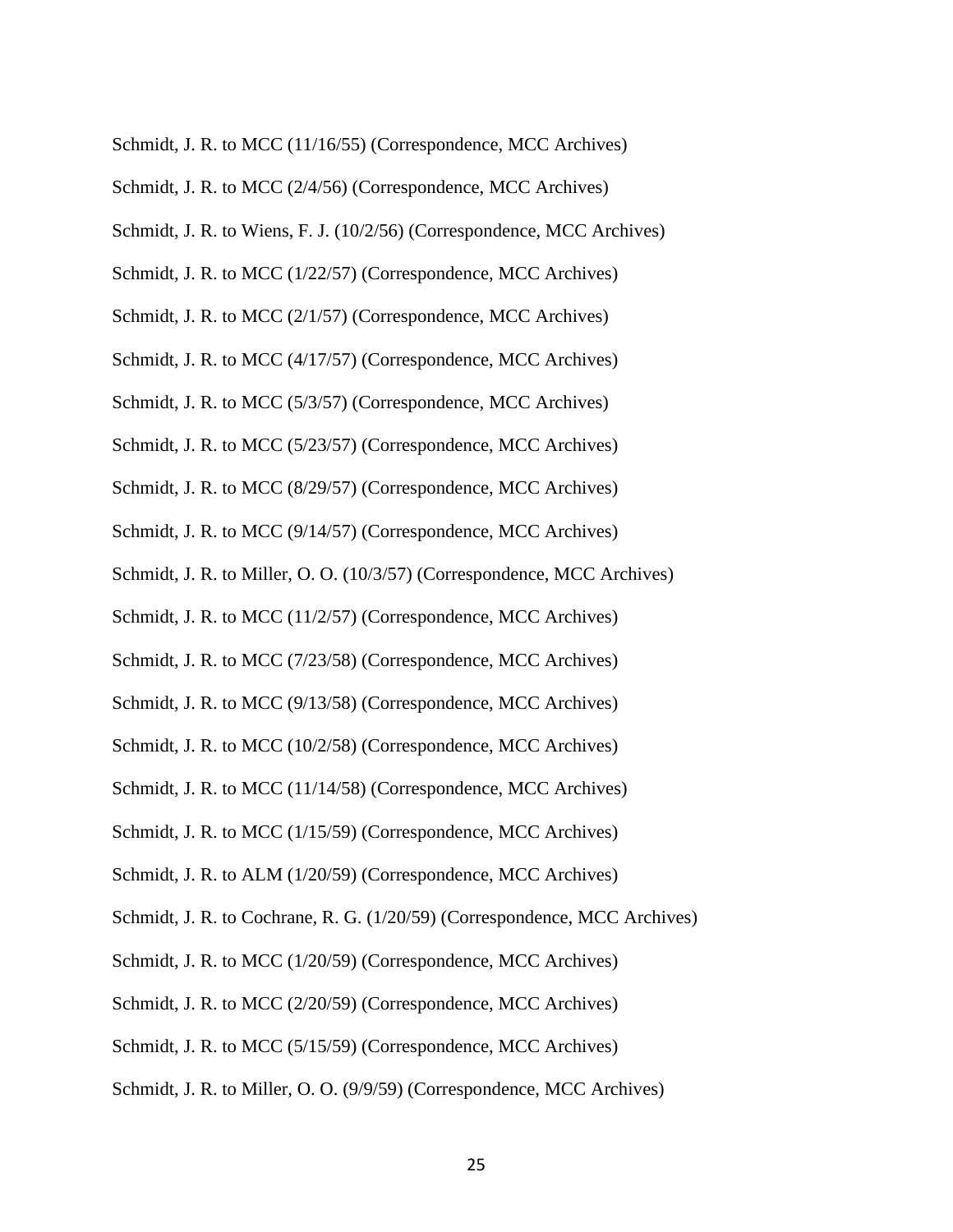Schmidt, J. R. to MCC (11/16/55) (Correspondence, MCC Archives)

Schmidt, J. R. to MCC (2/4/56) (Correspondence, MCC Archives)

Schmidt, J. R. to Wiens, F. J. (10/2/56) (Correspondence, MCC Archives)

Schmidt, J. R. to MCC (1/22/57) (Correspondence, MCC Archives)

Schmidt, J. R. to MCC (2/1/57) (Correspondence, MCC Archives)

Schmidt, J. R. to MCC (4/17/57) (Correspondence, MCC Archives)

Schmidt, J. R. to MCC (5/3/57) (Correspondence, MCC Archives)

Schmidt, J. R. to MCC (5/23/57) (Correspondence, MCC Archives)

Schmidt, J. R. to MCC (8/29/57) (Correspondence, MCC Archives)

Schmidt, J. R. to MCC (9/14/57) (Correspondence, MCC Archives)

Schmidt, J. R. to Miller, O. O. (10/3/57) (Correspondence, MCC Archives)

Schmidt, J. R. to MCC (11/2/57) (Correspondence, MCC Archives)

Schmidt, J. R. to MCC (7/23/58) (Correspondence, MCC Archives)

Schmidt, J. R. to MCC (9/13/58) (Correspondence, MCC Archives)

Schmidt, J. R. to MCC (10/2/58) (Correspondence, MCC Archives)

Schmidt, J. R. to MCC (11/14/58) (Correspondence, MCC Archives)

Schmidt, J. R. to MCC (1/15/59) (Correspondence, MCC Archives)

Schmidt, J. R. to ALM (1/20/59) (Correspondence, MCC Archives)

Schmidt, J. R. to Cochrane, R. G. (1/20/59) (Correspondence, MCC Archives)

Schmidt, J. R. to MCC (1/20/59) (Correspondence, MCC Archives)

Schmidt, J. R. to MCC (2/20/59) (Correspondence, MCC Archives)

Schmidt, J. R. to MCC (5/15/59) (Correspondence, MCC Archives)

Schmidt, J. R. to Miller, O. O. (9/9/59) (Correspondence, MCC Archives)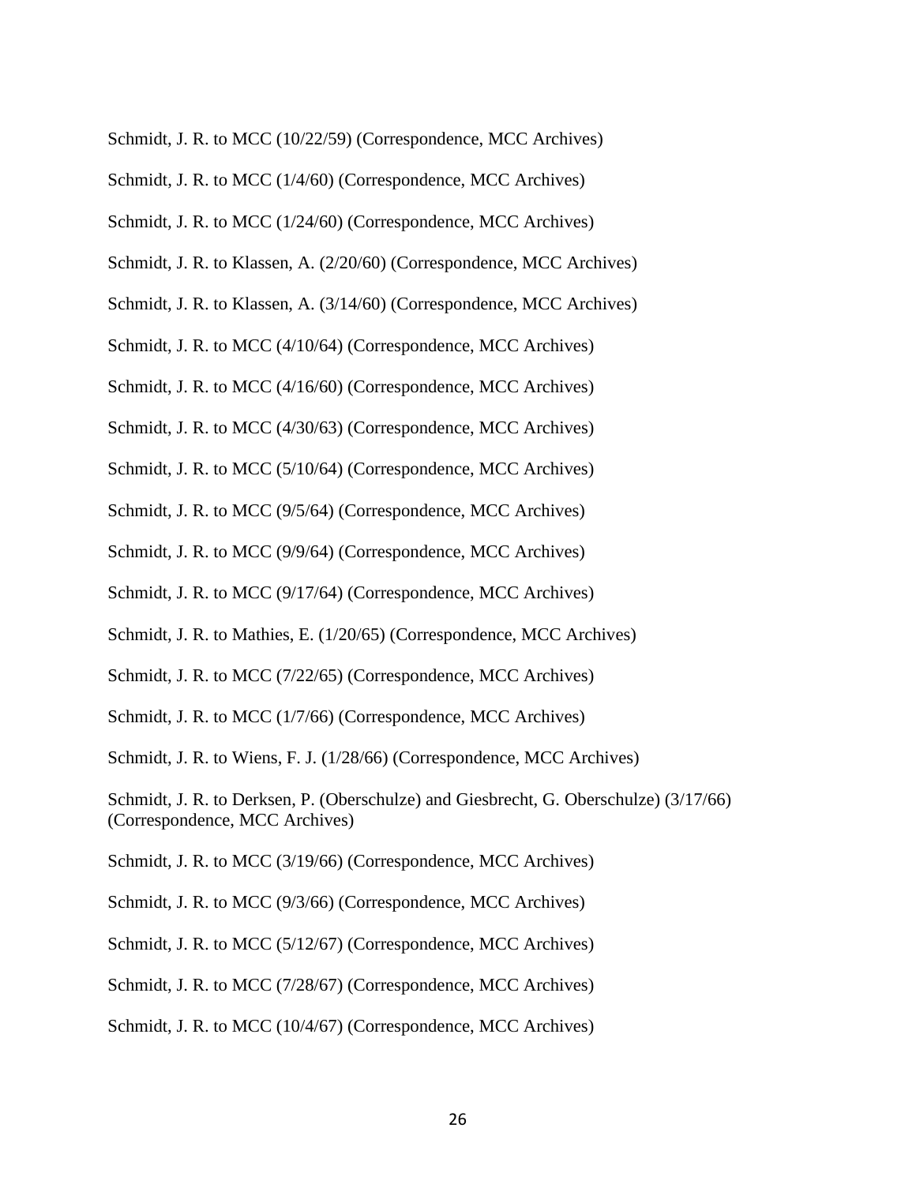Schmidt, J. R. to MCC (10/22/59) (Correspondence, MCC Archives)

Schmidt, J. R. to MCC (1/4/60) (Correspondence, MCC Archives)

Schmidt, J. R. to MCC (1/24/60) (Correspondence, MCC Archives)

Schmidt, J. R. to Klassen, A. (2/20/60) (Correspondence, MCC Archives)

Schmidt, J. R. to Klassen, A. (3/14/60) (Correspondence, MCC Archives)

Schmidt, J. R. to MCC (4/10/64) (Correspondence, MCC Archives)

Schmidt, J. R. to MCC (4/16/60) (Correspondence, MCC Archives)

Schmidt, J. R. to MCC (4/30/63) (Correspondence, MCC Archives)

Schmidt, J. R. to MCC (5/10/64) (Correspondence, MCC Archives)

Schmidt, J. R. to MCC (9/5/64) (Correspondence, MCC Archives)

Schmidt, J. R. to MCC (9/9/64) (Correspondence, MCC Archives)

Schmidt, J. R. to MCC (9/17/64) (Correspondence, MCC Archives)

Schmidt, J. R. to Mathies, E. (1/20/65) (Correspondence, MCC Archives)

Schmidt, J. R. to MCC (7/22/65) (Correspondence, MCC Archives)

Schmidt, J. R. to MCC (1/7/66) (Correspondence, MCC Archives)

Schmidt, J. R. to Wiens, F. J. (1/28/66) (Correspondence, MCC Archives)

Schmidt, J. R. to Derksen, P. (Oberschulze) and Giesbrecht, G. Oberschulze) (3/17/66) (Correspondence, MCC Archives)

Schmidt, J. R. to MCC (3/19/66) (Correspondence, MCC Archives)

Schmidt, J. R. to MCC (9/3/66) (Correspondence, MCC Archives)

Schmidt, J. R. to MCC (5/12/67) (Correspondence, MCC Archives)

Schmidt, J. R. to MCC (7/28/67) (Correspondence, MCC Archives)

Schmidt, J. R. to MCC (10/4/67) (Correspondence, MCC Archives)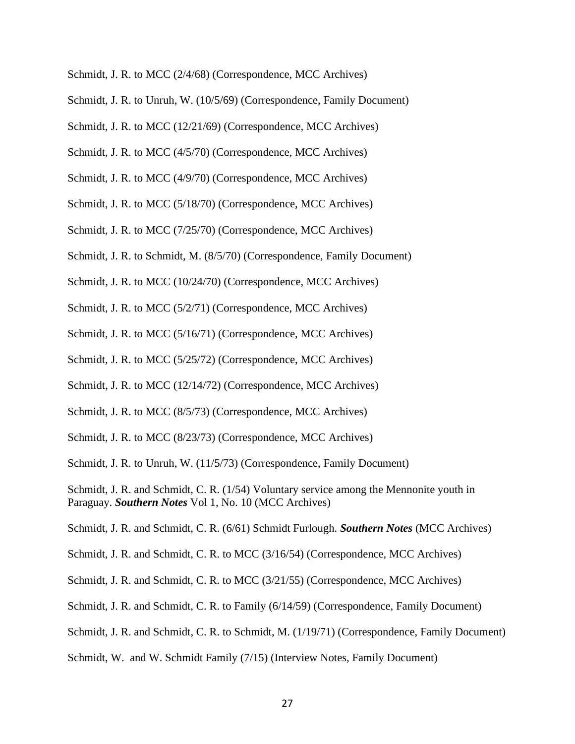Schmidt, J. R. to MCC (2/4/68) (Correspondence, MCC Archives)

Schmidt, J. R. to Unruh, W. (10/5/69) (Correspondence, Family Document)

Schmidt, J. R. to MCC (12/21/69) (Correspondence, MCC Archives)

Schmidt, J. R. to MCC (4/5/70) (Correspondence, MCC Archives)

Schmidt, J. R. to MCC (4/9/70) (Correspondence, MCC Archives)

Schmidt, J. R. to MCC (5/18/70) (Correspondence, MCC Archives)

Schmidt, J. R. to MCC (7/25/70) (Correspondence, MCC Archives)

Schmidt, J. R. to Schmidt, M. (8/5/70) (Correspondence, Family Document)

Schmidt, J. R. to MCC (10/24/70) (Correspondence, MCC Archives)

Schmidt, J. R. to MCC (5/2/71) (Correspondence, MCC Archives)

Schmidt, J. R. to MCC (5/16/71) (Correspondence, MCC Archives)

Schmidt, J. R. to MCC (5/25/72) (Correspondence, MCC Archives)

Schmidt, J. R. to MCC (12/14/72) (Correspondence, MCC Archives)

Schmidt, J. R. to MCC (8/5/73) (Correspondence, MCC Archives)

Schmidt, J. R. to MCC (8/23/73) (Correspondence, MCC Archives)

Schmidt, J. R. to Unruh, W. (11/5/73) (Correspondence, Family Document)

Schmidt, J. R. and Schmidt, C. R. (1/54) Voluntary service among the Mennonite youth in Paraguay. ***Southern Notes*** Vol 1, No. 10 (MCC Archives)

Schmidt, J. R. and Schmidt, C. R. (6/61) Schmidt Furlough. ***Southern Notes*** (MCC Archives)

Schmidt, J. R. and Schmidt, C. R. to MCC (3/16/54) (Correspondence, MCC Archives)

Schmidt, J. R. and Schmidt, C. R. to MCC (3/21/55) (Correspondence, MCC Archives)

Schmidt, J. R. and Schmidt, C. R. to Family (6/14/59) (Correspondence, Family Document)

Schmidt, J. R. and Schmidt, C. R. to Schmidt, M. (1/19/71) (Correspondence, Family Document)

Schmidt, W. and W. Schmidt Family (7/15) (Interview Notes, Family Document)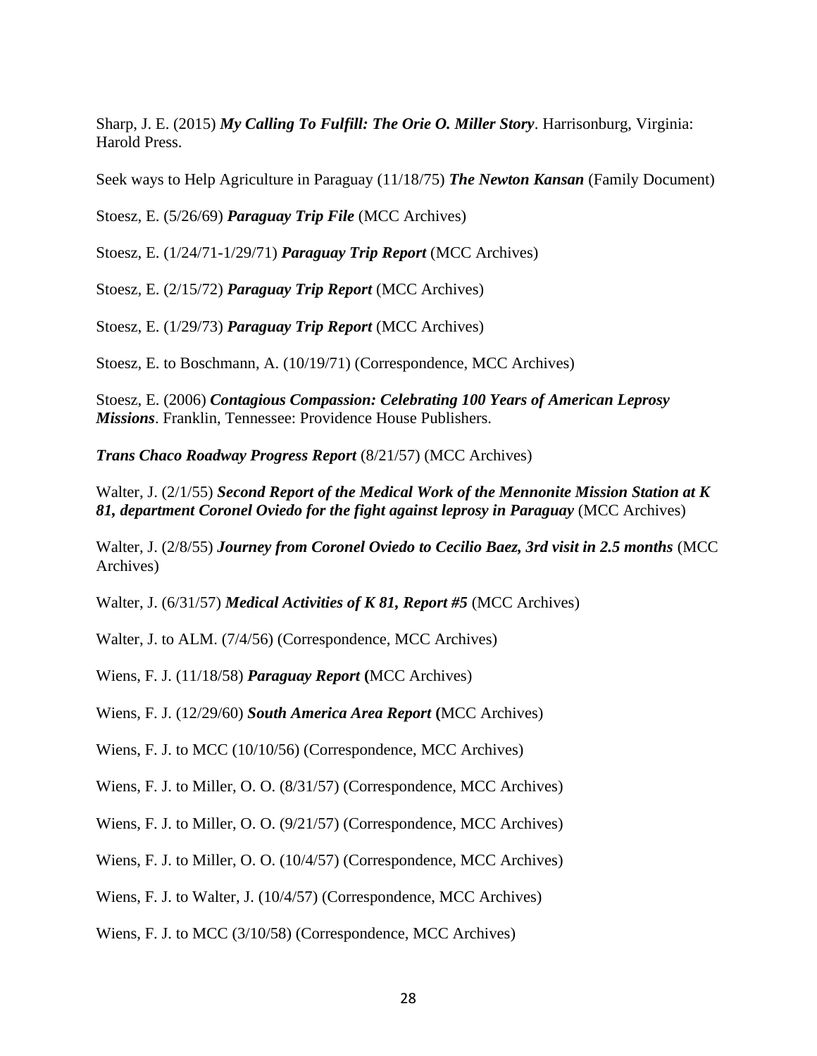Sharp, J. E. (2015) ***My Calling To Fulfill: The Orie O. Miller Story***. Harrisonburg, Virginia: Harold Press.

Seek ways to Help Agriculture in Paraguay (11/18/75) ***The Newton Kansan*** (Family Document)

Stoesz, E. (5/26/69) ***Paraguay Trip File*** (MCC Archives)

Stoesz, E. (1/24/71-1/29/71) ***Paraguay Trip Report*** (MCC Archives)

Stoesz, E. (2/15/72) ***Paraguay Trip Report*** (MCC Archives)

Stoesz, E. (1/29/73) ***Paraguay Trip Report*** (MCC Archives)

Stoesz, E. to Boschmann, A. (10/19/71) (Correspondence, MCC Archives)

Stoesz, E. (2006) ***Contagious Compassion: Celebrating 100 Years of American Leprosy Missions***. Franklin, Tennessee: Providence House Publishers.

***Trans Chaco Roadway Progress Report*** (8/21/57) (MCC Archives)

Walter, J. (2/1/55) ***Second Report of the Medical Work of the Mennonite Mission Station at K 81, department Coronel Oviedo for the fight against leprosy in Paraguay*** (MCC Archives)

Walter, J. (2/8/55) ***Journey from Coronel Oviedo to Cecilio Baez, 3rd visit in 2.5 months*** (MCC Archives)

Walter, J. (6/31/57) ***Medical Activities of K 81, Report #5*** (MCC Archives)

Walter, J. to ALM. (7/4/56) (Correspondence, MCC Archives)

Wiens, F. J. (11/18/58) ***Paraguay Report*** **(**MCC Archives)

Wiens, F. J. (12/29/60) ***South America Area Report*** **(**MCC Archives)

Wiens, F. J. to MCC (10/10/56) (Correspondence, MCC Archives)

Wiens, F. J. to Miller, O. O. (8/31/57) (Correspondence, MCC Archives)

Wiens, F. J. to Miller, O. O. (9/21/57) (Correspondence, MCC Archives)

Wiens, F. J. to Miller, O. O. (10/4/57) (Correspondence, MCC Archives)

Wiens, F. J. to Walter, J. (10/4/57) (Correspondence, MCC Archives)

Wiens, F. J. to MCC (3/10/58) (Correspondence, MCC Archives)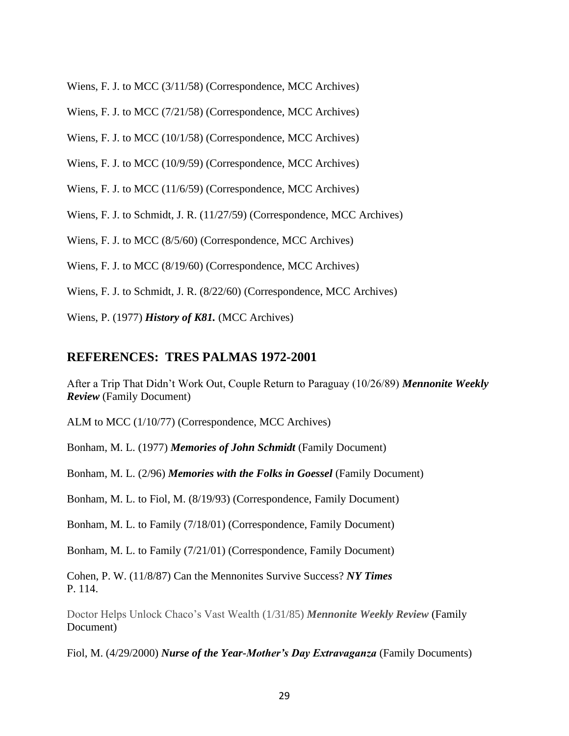Wiens, F. J. to MCC (3/11/58) (Correspondence, MCC Archives)

Wiens, F. J. to MCC (7/21/58) (Correspondence, MCC Archives)

Wiens, F. J. to MCC (10/1/58) (Correspondence, MCC Archives)

Wiens, F. J. to MCC (10/9/59) (Correspondence, MCC Archives)

Wiens, F. J. to MCC (11/6/59) (Correspondence, MCC Archives)

Wiens, F. J. to Schmidt, J. R. (11/27/59) (Correspondence, MCC Archives)

Wiens, F. J. to MCC (8/5/60) (Correspondence, MCC Archives)

Wiens, F. J. to MCC (8/19/60) (Correspondence, MCC Archives)

Wiens, F. J. to Schmidt, J. R. (8/22/60) (Correspondence, MCC Archives)

Wiens, P. (1977) ***History of K81.*** (MCC Archives)

## REFERENCES: TRES PALMAS 1972-2001

After a Trip That Didn't Work Out, Couple Return to Paraguay (10/26/89) ***Mennonite Weekly Review*** (Family Document)

ALM to MCC (1/10/77) (Correspondence, MCC Archives)

Bonham, M. L. (1977) ***Memories of John Schmidt*** (Family Document)

Bonham, M. L. (2/96) ***Memories with the Folks in Goessel*** (Family Document)

Bonham, M. L. to Fiol, M. (8/19/93) (Correspondence, Family Document)

Bonham, M. L. to Family (7/18/01) (Correspondence, Family Document)

Bonham, M. L. to Family (7/21/01) (Correspondence, Family Document)

Cohen, P. W. (11/8/87) Can the Mennonites Survive Success? ***NY Times*** P. 114.

Doctor Helps Unlock Chaco's Vast Wealth (1/31/85) ***Mennonite Weekly Review*** (Family Document)

Fiol, M. (4/29/2000) ***Nurse of the Year-Mother's Day Extravaganza*** (Family Documents)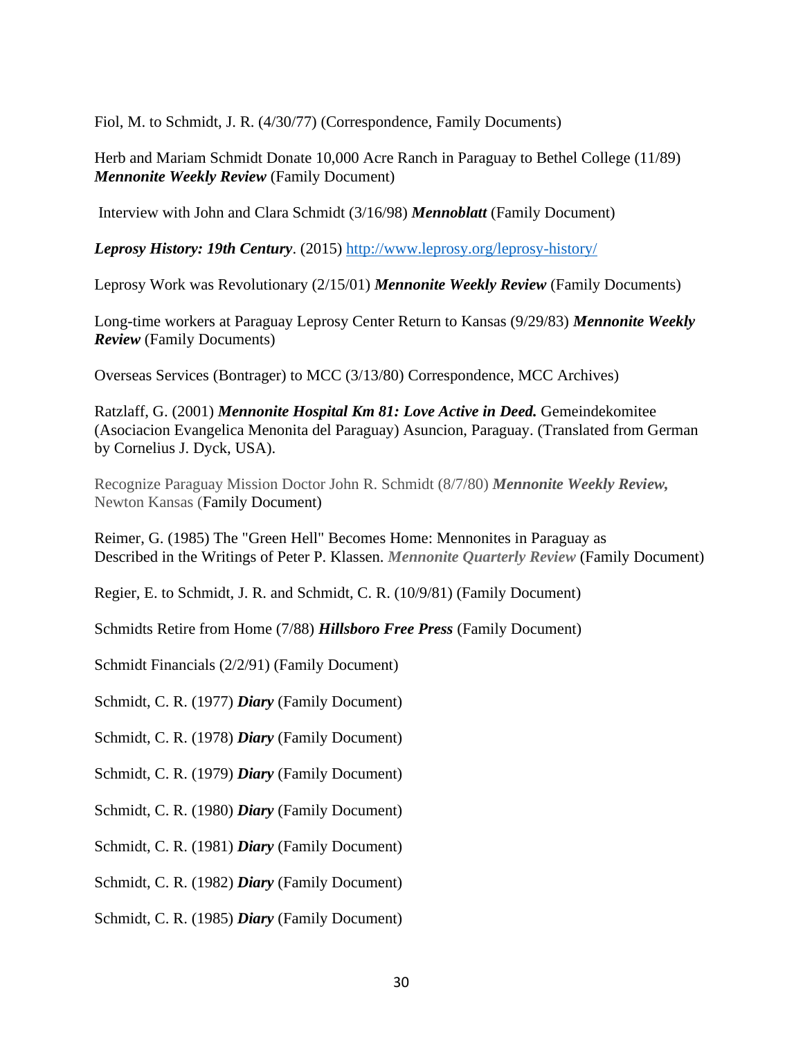Fiol, M. to Schmidt, J. R. (4/30/77) (Correspondence, Family Documents)

Herb and Mariam Schmidt Donate 10,000 Acre Ranch in Paraguay to Bethel College (11/89) ***Mennonite Weekly Review*** (Family Document)

Interview with John and Clara Schmidt (3/16/98) ***Mennoblatt*** (Family Document)

***Leprosy History: 19th Century***. (2015) http://www.leprosy.org/leprosy-history/

Leprosy Work was Revolutionary (2/15/01) ***Mennonite Weekly Review*** (Family Documents)

Long-time workers at Paraguay Leprosy Center Return to Kansas (9/29/83) ***Mennonite Weekly Review*** (Family Documents)

Overseas Services (Bontrager) to MCC (3/13/80) Correspondence, MCC Archives)

Ratzlaff, G. (2001) ***Mennonite Hospital Km 81: Love Active in Deed.*** Gemeindekomitee (Asociacion Evangelica Menonita del Paraguay) Asuncion, Paraguay. (Translated from German by Cornelius J. Dyck, USA).

Recognize Paraguay Mission Doctor John R. Schmidt (8/7/80) ***Mennonite Weekly Review,*** Newton Kansas (Family Document)

Reimer, G. (1985) The "Green Hell" Becomes Home: Mennonites in Paraguay as Described in the Writings of Peter P. Klassen. ***Mennonite Quarterly Review*** (Family Document)

Regier, E. to Schmidt, J. R. and Schmidt, C. R. (10/9/81) (Family Document)

Schmidts Retire from Home (7/88) ***Hillsboro Free Press*** (Family Document)

Schmidt Financials (2/2/91) (Family Document)

Schmidt, C. R. (1977) ***Diary*** (Family Document)

Schmidt, C. R. (1978) ***Diary*** (Family Document)

Schmidt, C. R. (1979) ***Diary*** (Family Document)

Schmidt, C. R. (1980) ***Diary*** (Family Document)

Schmidt, C. R. (1981) ***Diary*** (Family Document)

Schmidt, C. R. (1982) ***Diary*** (Family Document)

Schmidt, C. R. (1985) ***Diary*** (Family Document)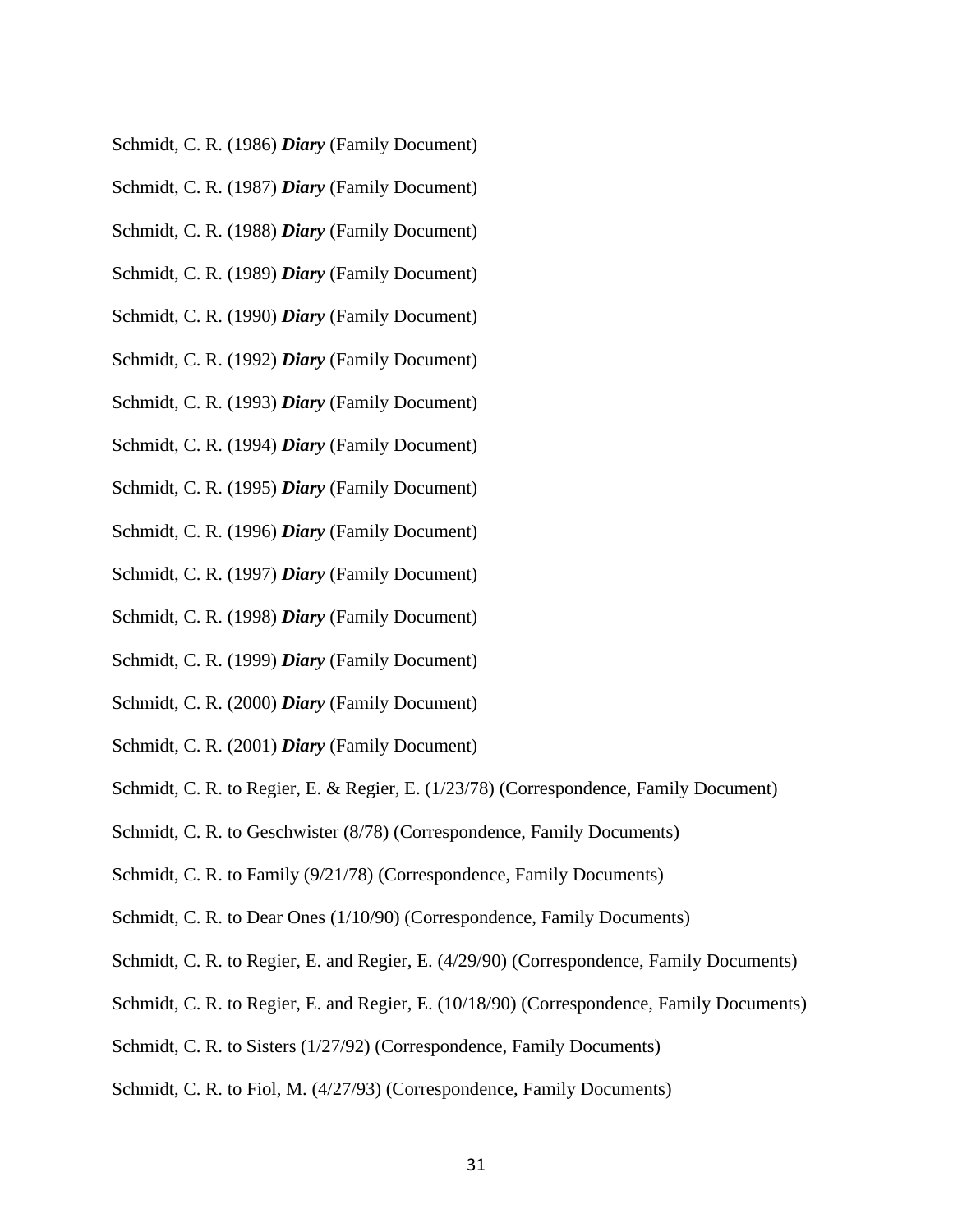Schmidt, C. R. (1986) ***Diary*** (Family Document)

Schmidt, C. R. (1987) ***Diary*** (Family Document)

Schmidt, C. R. (1988) ***Diary*** (Family Document)

Schmidt, C. R. (1989) ***Diary*** (Family Document)

Schmidt, C. R. (1990) ***Diary*** (Family Document)

Schmidt, C. R. (1992) ***Diary*** (Family Document)

Schmidt, C. R. (1993) ***Diary*** (Family Document)

Schmidt, C. R. (1994) ***Diary*** (Family Document)

Schmidt, C. R. (1995) ***Diary*** (Family Document)

Schmidt, C. R. (1996) ***Diary*** (Family Document)

Schmidt, C. R. (1997) ***Diary*** (Family Document)

Schmidt, C. R. (1998) ***Diary*** (Family Document)

Schmidt, C. R. (1999) ***Diary*** (Family Document)

Schmidt, C. R. (2000) ***Diary*** (Family Document)

Schmidt, C. R. (2001) ***Diary*** (Family Document)

Schmidt, C. R. to Regier, E. & Regier, E. (1/23/78) (Correspondence, Family Document)

Schmidt, C. R. to Geschwister (8/78) (Correspondence, Family Documents)

Schmidt, C. R. to Family (9/21/78) (Correspondence, Family Documents)

Schmidt, C. R. to Dear Ones (1/10/90) (Correspondence, Family Documents)

Schmidt, C. R. to Regier, E. and Regier, E. (4/29/90) (Correspondence, Family Documents)

Schmidt, C. R. to Regier, E. and Regier, E. (10/18/90) (Correspondence, Family Documents)

Schmidt, C. R. to Sisters (1/27/92) (Correspondence, Family Documents)

Schmidt, C. R. to Fiol, M. (4/27/93) (Correspondence, Family Documents)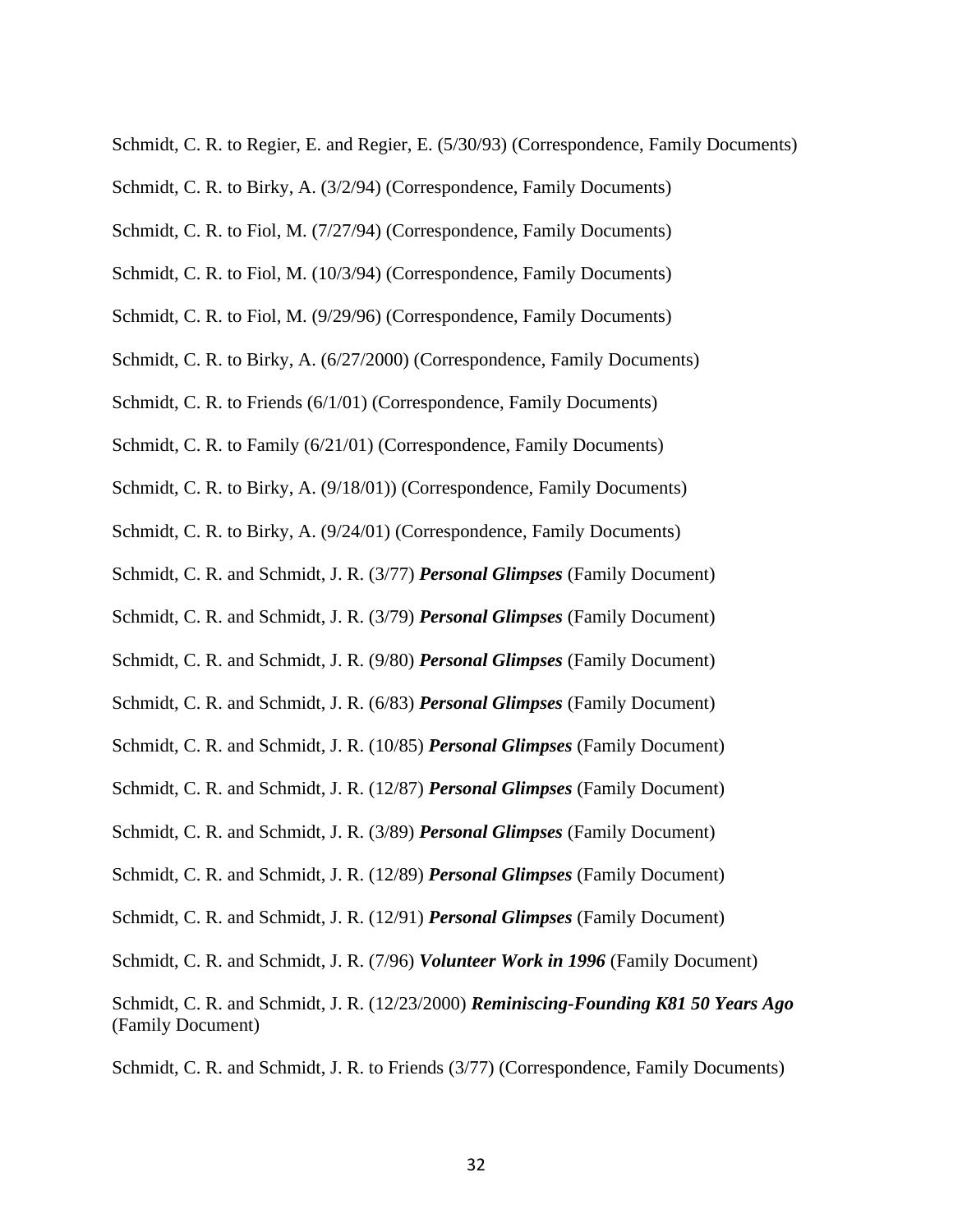Schmidt, C. R. to Regier, E. and Regier, E. (5/30/93) (Correspondence, Family Documents)

Schmidt, C. R. to Birky, A. (3/2/94) (Correspondence, Family Documents)

Schmidt, C. R. to Fiol, M. (7/27/94) (Correspondence, Family Documents)

Schmidt, C. R. to Fiol, M. (10/3/94) (Correspondence, Family Documents)

Schmidt, C. R. to Fiol, M. (9/29/96) (Correspondence, Family Documents)

Schmidt, C. R. to Birky, A. (6/27/2000) (Correspondence, Family Documents)

Schmidt, C. R. to Friends (6/1/01) (Correspondence, Family Documents)

Schmidt, C. R. to Family (6/21/01) (Correspondence, Family Documents)

Schmidt, C. R. to Birky, A. (9/18/01)) (Correspondence, Family Documents)

Schmidt, C. R. to Birky, A. (9/24/01) (Correspondence, Family Documents)

Schmidt, C. R. and Schmidt, J. R. (3/77) ***Personal Glimpses*** (Family Document)

Schmidt, C. R. and Schmidt, J. R. (3/79) ***Personal Glimpses*** (Family Document)

Schmidt, C. R. and Schmidt, J. R. (9/80) ***Personal Glimpses*** (Family Document)

Schmidt, C. R. and Schmidt, J. R. (6/83) ***Personal Glimpses*** (Family Document)

Schmidt, C. R. and Schmidt, J. R. (10/85) ***Personal Glimpses*** (Family Document)

Schmidt, C. R. and Schmidt, J. R. (12/87) ***Personal Glimpses*** (Family Document)

Schmidt, C. R. and Schmidt, J. R. (3/89) ***Personal Glimpses*** (Family Document)

Schmidt, C. R. and Schmidt, J. R. (12/89) ***Personal Glimpses*** (Family Document)

Schmidt, C. R. and Schmidt, J. R. (12/91) ***Personal Glimpses*** (Family Document)

Schmidt, C. R. and Schmidt, J. R. (7/96) ***Volunteer Work in 1996*** (Family Document)

Schmidt, C. R. and Schmidt, J. R. (12/23/2000) ***Reminiscing-Founding K81 50 Years Ago*** (Family Document)

Schmidt, C. R. and Schmidt, J. R. to Friends (3/77) (Correspondence, Family Documents)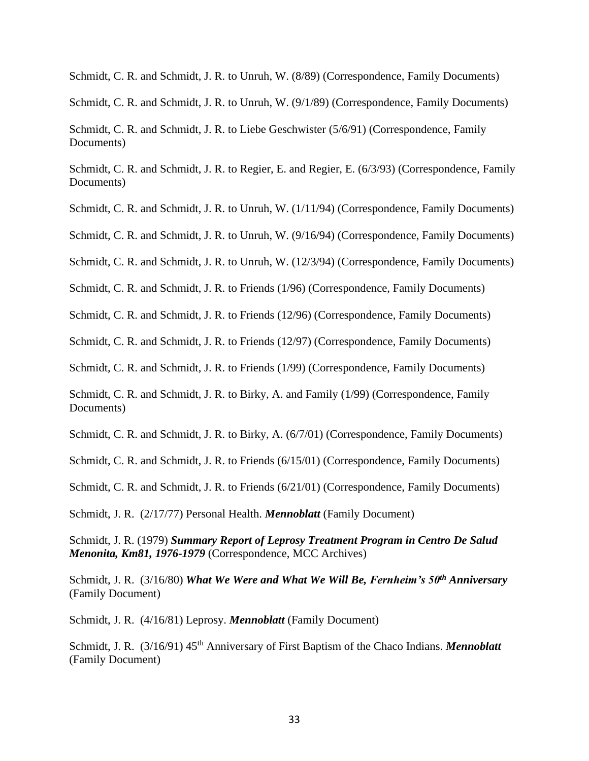Schmidt, C. R. and Schmidt, J. R. to Unruh, W. (8/89) (Correspondence, Family Documents)

Schmidt, C. R. and Schmidt, J. R. to Unruh, W. (9/1/89) (Correspondence, Family Documents)

Schmidt, C. R. and Schmidt, J. R. to Liebe Geschwister (5/6/91) (Correspondence, Family Documents)

Schmidt, C. R. and Schmidt, J. R. to Regier, E. and Regier, E. (6/3/93) (Correspondence, Family Documents)

Schmidt, C. R. and Schmidt, J. R. to Unruh, W. (1/11/94) (Correspondence, Family Documents)

Schmidt, C. R. and Schmidt, J. R. to Unruh, W. (9/16/94) (Correspondence, Family Documents)

Schmidt, C. R. and Schmidt, J. R. to Unruh, W. (12/3/94) (Correspondence, Family Documents)

Schmidt, C. R. and Schmidt, J. R. to Friends (1/96) (Correspondence, Family Documents)

Schmidt, C. R. and Schmidt, J. R. to Friends (12/96) (Correspondence, Family Documents)

Schmidt, C. R. and Schmidt, J. R. to Friends (12/97) (Correspondence, Family Documents)

Schmidt, C. R. and Schmidt, J. R. to Friends (1/99) (Correspondence, Family Documents)

Schmidt, C. R. and Schmidt, J. R. to Birky, A. and Family (1/99) (Correspondence, Family Documents)

Schmidt, C. R. and Schmidt, J. R. to Birky, A. (6/7/01) (Correspondence, Family Documents)

Schmidt, C. R. and Schmidt, J. R. to Friends (6/15/01) (Correspondence, Family Documents)

Schmidt, C. R. and Schmidt, J. R. to Friends (6/21/01) (Correspondence, Family Documents)

Schmidt, J. R. (2/17/77) Personal Health. ***Mennoblatt*** (Family Document)

Schmidt, J. R. (1979) ***Summary Report of Leprosy Treatment Program in Centro De Salud Menonita, Km81, 1976-1979*** (Correspondence, MCC Archives)

Schmidt, J. R. (3/16/80) ***What We Were and What We Will Be, Fernheim's 50th Anniversary*** (Family Document)

Schmidt, J. R. (4/16/81) Leprosy. ***Mennoblatt*** (Family Document)

Schmidt, J. R. (3/16/91) 45th Anniversary of First Baptism of the Chaco Indians. ***Mennoblatt*** (Family Document)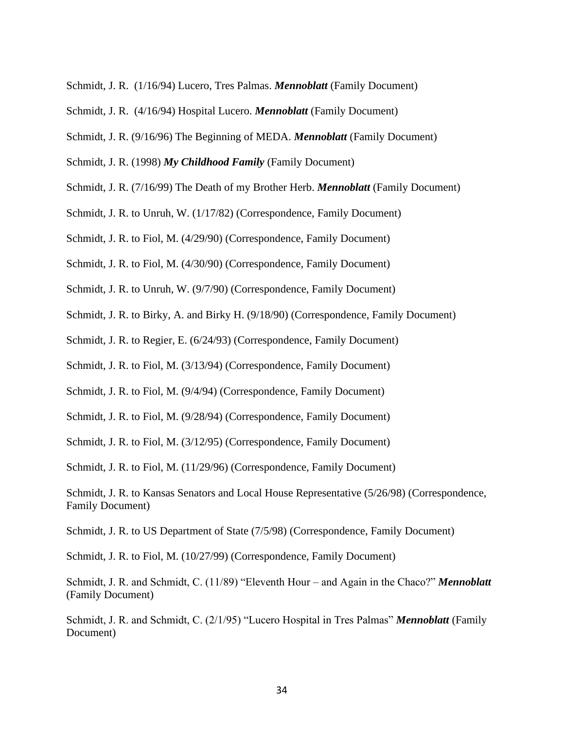Schmidt, J. R. (1/16/94) Lucero, Tres Palmas. ***Mennoblatt*** (Family Document)

Schmidt, J. R. (4/16/94) Hospital Lucero. ***Mennoblatt*** (Family Document)

Schmidt, J. R. (9/16/96) The Beginning of MEDA. ***Mennoblatt*** (Family Document)

Schmidt, J. R. (1998) ***My Childhood Family*** (Family Document)

Schmidt, J. R. (7/16/99) The Death of my Brother Herb. ***Mennoblatt*** (Family Document)

Schmidt, J. R. to Unruh, W. (1/17/82) (Correspondence, Family Document)

Schmidt, J. R. to Fiol, M. (4/29/90) (Correspondence, Family Document)

Schmidt, J. R. to Fiol, M. (4/30/90) (Correspondence, Family Document)

Schmidt, J. R. to Unruh, W. (9/7/90) (Correspondence, Family Document)

Schmidt, J. R. to Birky, A. and Birky H. (9/18/90) (Correspondence, Family Document)

Schmidt, J. R. to Regier, E. (6/24/93) (Correspondence, Family Document)

Schmidt, J. R. to Fiol, M. (3/13/94) (Correspondence, Family Document)

Schmidt, J. R. to Fiol, M. (9/4/94) (Correspondence, Family Document)

Schmidt, J. R. to Fiol, M. (9/28/94) (Correspondence, Family Document)

Schmidt, J. R. to Fiol, M. (3/12/95) (Correspondence, Family Document)

Schmidt, J. R. to Fiol, M. (11/29/96) (Correspondence, Family Document)

Schmidt, J. R. to Kansas Senators and Local House Representative (5/26/98) (Correspondence, Family Document)

Schmidt, J. R. to US Department of State (7/5/98) (Correspondence, Family Document)

Schmidt, J. R. to Fiol, M. (10/27/99) (Correspondence, Family Document)

Schmidt, J. R. and Schmidt, C. (11/89) "Eleventh Hour – and Again in the Chaco?" ***Mennoblatt*** (Family Document)

Schmidt, J. R. and Schmidt, C. (2/1/95) "Lucero Hospital in Tres Palmas" ***Mennoblatt*** (Family Document)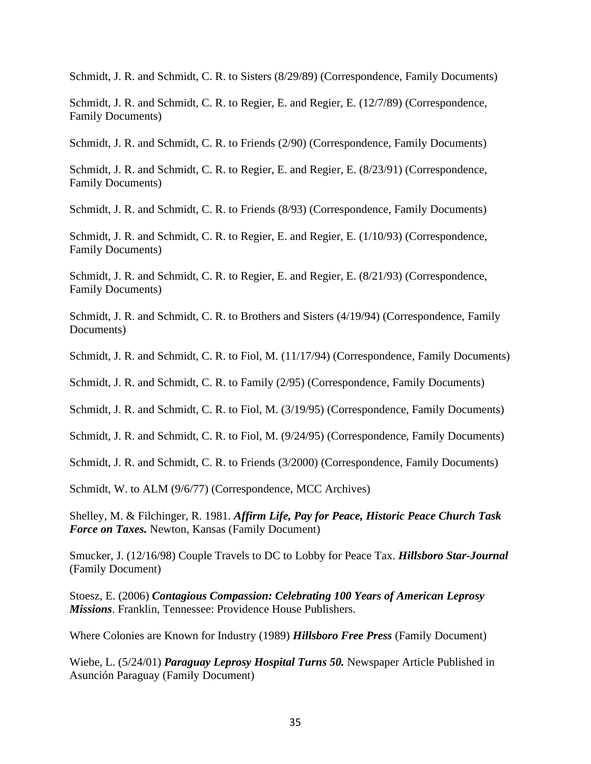Schmidt, J. R. and Schmidt, C. R. to Sisters (8/29/89) (Correspondence, Family Documents)

Schmidt, J. R. and Schmidt, C. R. to Regier, E. and Regier, E. (12/7/89) (Correspondence, Family Documents)

Schmidt, J. R. and Schmidt, C. R. to Friends (2/90) (Correspondence, Family Documents)

Schmidt, J. R. and Schmidt, C. R. to Regier, E. and Regier, E. (8/23/91) (Correspondence, Family Documents)

Schmidt, J. R. and Schmidt, C. R. to Friends (8/93) (Correspondence, Family Documents)

Schmidt, J. R. and Schmidt, C. R. to Regier, E. and Regier, E. (1/10/93) (Correspondence, Family Documents)

Schmidt, J. R. and Schmidt, C. R. to Regier, E. and Regier, E. (8/21/93) (Correspondence, Family Documents)

Schmidt, J. R. and Schmidt, C. R. to Brothers and Sisters (4/19/94) (Correspondence, Family Documents)

Schmidt, J. R. and Schmidt, C. R. to Fiol, M. (11/17/94) (Correspondence, Family Documents)

Schmidt, J. R. and Schmidt, C. R. to Family (2/95) (Correspondence, Family Documents)

Schmidt, J. R. and Schmidt, C. R. to Fiol, M. (3/19/95) (Correspondence, Family Documents)

Schmidt, J. R. and Schmidt, C. R. to Fiol, M. (9/24/95) (Correspondence, Family Documents)

Schmidt, J. R. and Schmidt, C. R. to Friends (3/2000) (Correspondence, Family Documents)

Schmidt, W. to ALM (9/6/77) (Correspondence, MCC Archives)

Shelley, M. & Filchinger, R. 1981. ***Affirm Life, Pay for Peace, Historic Peace Church Task Force on Taxes.*** Newton, Kansas (Family Document)

Smucker, J. (12/16/98) Couple Travels to DC to Lobby for Peace Tax. ***Hillsboro Star-Journal*** (Family Document)

Stoesz, E. (2006) ***Contagious Compassion: Celebrating 100 Years of American Leprosy Missions***. Franklin, Tennessee: Providence House Publishers.

Where Colonies are Known for Industry (1989) ***Hillsboro Free Press*** (Family Document)

Wiebe, L. (5/24/01) ***Paraguay Leprosy Hospital Turns 50.*** Newspaper Article Published in Asunción Paraguay (Family Document)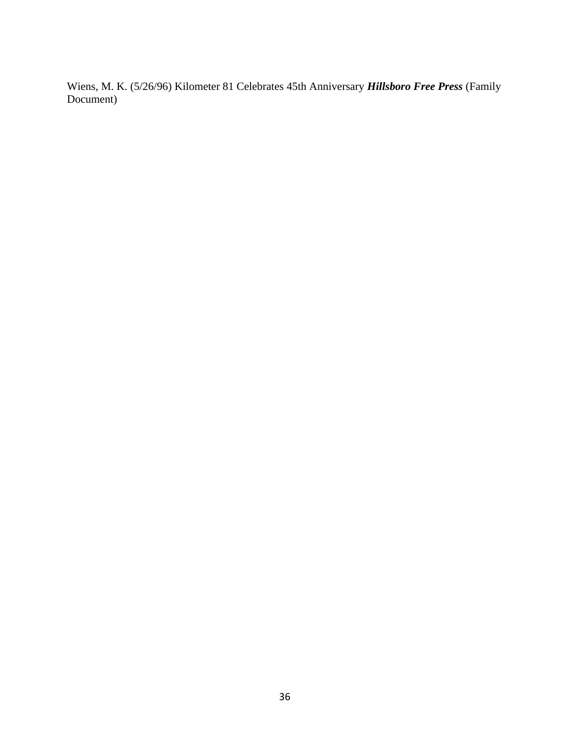Wiens, M. K. (5/26/96) Kilometer 81 Celebrates 45th Anniversary ***Hillsboro Free Press*** (Family Document)